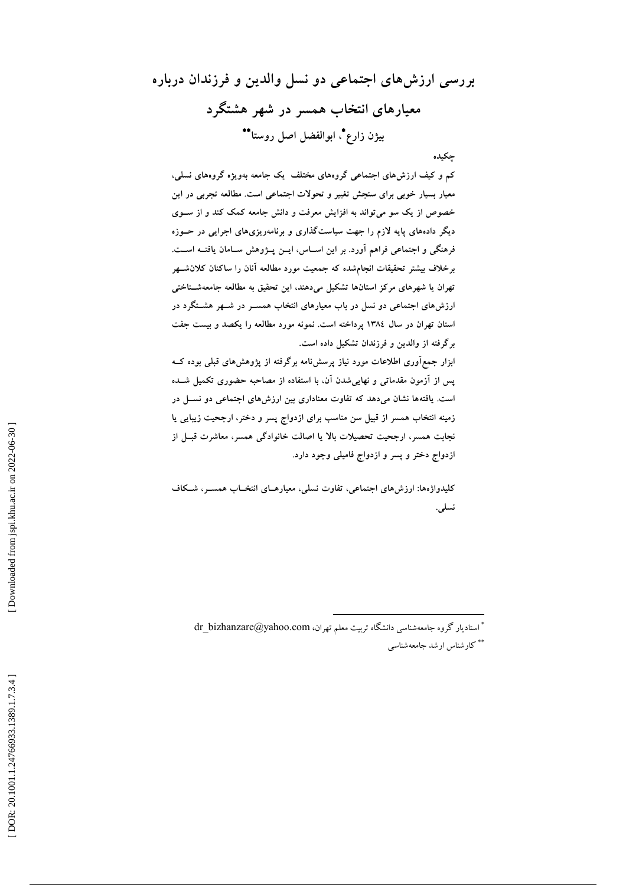# بررسی ارزش‌های اجتماعی دو نسل والدین و فرزندان درباره معیارهای انتخاب همسر در شهر هشتگرد

بیژن زارع[*]، ابوالفضل اصل روستا[**]

## چکیده

کم و کیف ارزش‌های اجتماعی گروه‌های مختلف یک جامعه به‌ویژه گروه‌های نسلی، معیار بسیار خوبی برای سنجش تغییر و تحولات اجتماعی است. مطالعه تجربی در این خصوص از یک سو می‌تواند به افزایش معرفت و دانش جامعه کمک کند و از سوی دیگر داده‌های پایه لازم را جهت سیاست‌گذاری و برنامه‌ریزی‌های اجرایی در حوزه فرهنگی و اجتماعی فراهم آورد. بر این اساس، این پژوهش سامان یافته است. برخلاف بیشتر تحقیقات انجام‌شده که جمعیت مورد مطالعه آنان را ساکنان کلانشهر تهران یا شهرهای مرکز استان‌ها تشکیل می‌دهند، این تحقیق به مطالعه جامعه‌شناختی ارزش‌های اجتماعی دو نسل در باب معیارهای انتخاب همسر در شهر هشتگرد در استان تهران در سال ۱۳۸٤ پرداخته است. نمونه مورد مطالعه را یکصد و بیست جفت برگرفته از والدین و فرزندان تشکیل داده است.

ابزار جمع‌آوری اطلاعات مورد نیاز پرسش‌نامه برگرفته از پژوهش‌های قبلی بوده که پس از آزمون مقدماتی و نهایی‌شدن آن، با استفاده از مصاحبه حضوری تکمیل شده است. یافته‌ها نشان می‌دهد که تفاوت معناداری بین ارزش‌های اجتماعی دو نسل در زمینه انتخاب همسر از قبیل سن مناسب برای ازدواج پسر و دختر، ارجحیت زیبایی یا نجابت همسر، ارجحیت تحصیلات بالا یا اصالت خانوادگی همسر، معاشرت قبل از ازدواج دختر و پسر و ازدواج فامیلی وجود دارد.

**کلیدواژه‌ها:** ارزش‌های اجتماعی، تفاوت نسلی، معیارهای انتخاب همسر، شکاف نسلی.

---

[*] استادیار گروه جامعه‌شناسی دانشگاه تربیت معلم تهران، dr_bizhanzare@yahoo.com

[**] کارشناس ارشد جامعه‌شناسی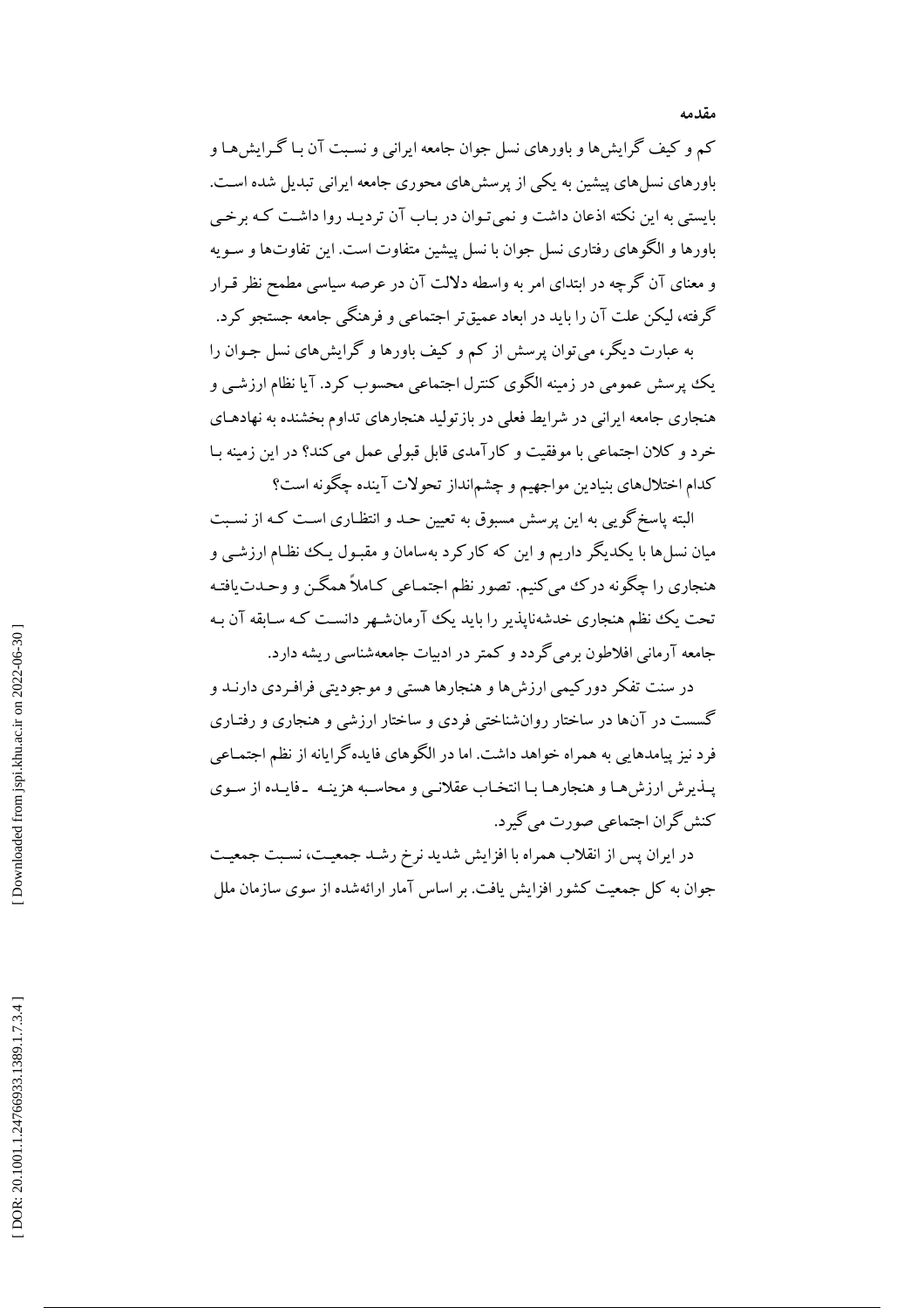**مقدمه**

کم و کیف گرایش‌ها و باورهای نسل جوان جامعه ایرانی و نسبت آن با گرایش‌ها و باورهای نسل‌های پیشین به یکی از پرسش‌های محوری جامعه ایرانی تبدیل شده است. بایستی به این نکته اذعان داشت و نمی‌توان در باب آن تردید روا داشت که برخی باورها و الگوهای رفتاری نسل جوان با نسل پیشین متفاوت است. این تفاوت‌ها و سویه و معنای آن گرچه در ابتدای امر به واسطه دلالت آن در عرصه سیاسی مطمح نظر قرار گرفته، لیکن علت آن را باید در ابعاد عمیق‌تر اجتماعی و فرهنگی جامعه جستجو کرد.

به عبارت دیگر، می‌توان پرسش از کم و کیف باورها و گرایش‌های نسل جوان را یک پرسش عمومی در زمینه الگوی کنترل اجتماعی محسوب کرد. آیا نظام ارزشی و هنجاری جامعه ایرانی در شرایط فعلی در بازتولید هنجارهای تداوم بخشنده به نهادهای خرد و کلان اجتماعی با موفقیت و کارآمدی قابل قبولی عمل می‌کند؟ در این زمینه با کدام اختلال‌های بنیادین مواجهیم و چشم‌انداز تحولات آینده چگونه است؟

البته پاسخ‌گویی به این پرسش مسبوق به تعیین حد و انتظاری است که از نسبت میان نسل‌ها با یکدیگر داریم و این که کارکرد به‌سامان و مقبول یک نظام ارزشی و هنجاری را چگونه درک می‌کنیم. تصور نظم اجتماعی کاملاً همگن و وحدت‌یافته تحت یک نظم هنجاری خدشه‌ناپذیر را باید یک آرمان‌شهر دانست که سابقه آن به جامعه آرمانی افلاطون برمی‌گردد و کمتر در ادبیات جامعه‌شناسی ریشه دارد.

در سنت تفکر دورکیمی ارزش‌ها و هنجارها هستی و موجودیتی فرافردی دارند و گسست در آن‌ها در ساختار روان‌شناختی فردی و ساختار ارزشی و هنجاری و رفتاری فرد نیز پیامدهایی به همراه خواهد داشت. اما در الگوهای فایده‌گرایانه از نظم اجتماعی پذیرش ارزش‌ها و هنجارها با انتخاب عقلانی و محاسبه هزینه ـ فایده از سوی کنش‌گران اجتماعی صورت می‌گیرد.

در ایران پس از انقلاب همراه با افزایش شدید نرخ رشد جمعیت، نسبت جمعیت جوان به کل جمعیت کشور افزایش یافت. بر اساس آمار ارائه‌شده از سوی سازمان ملل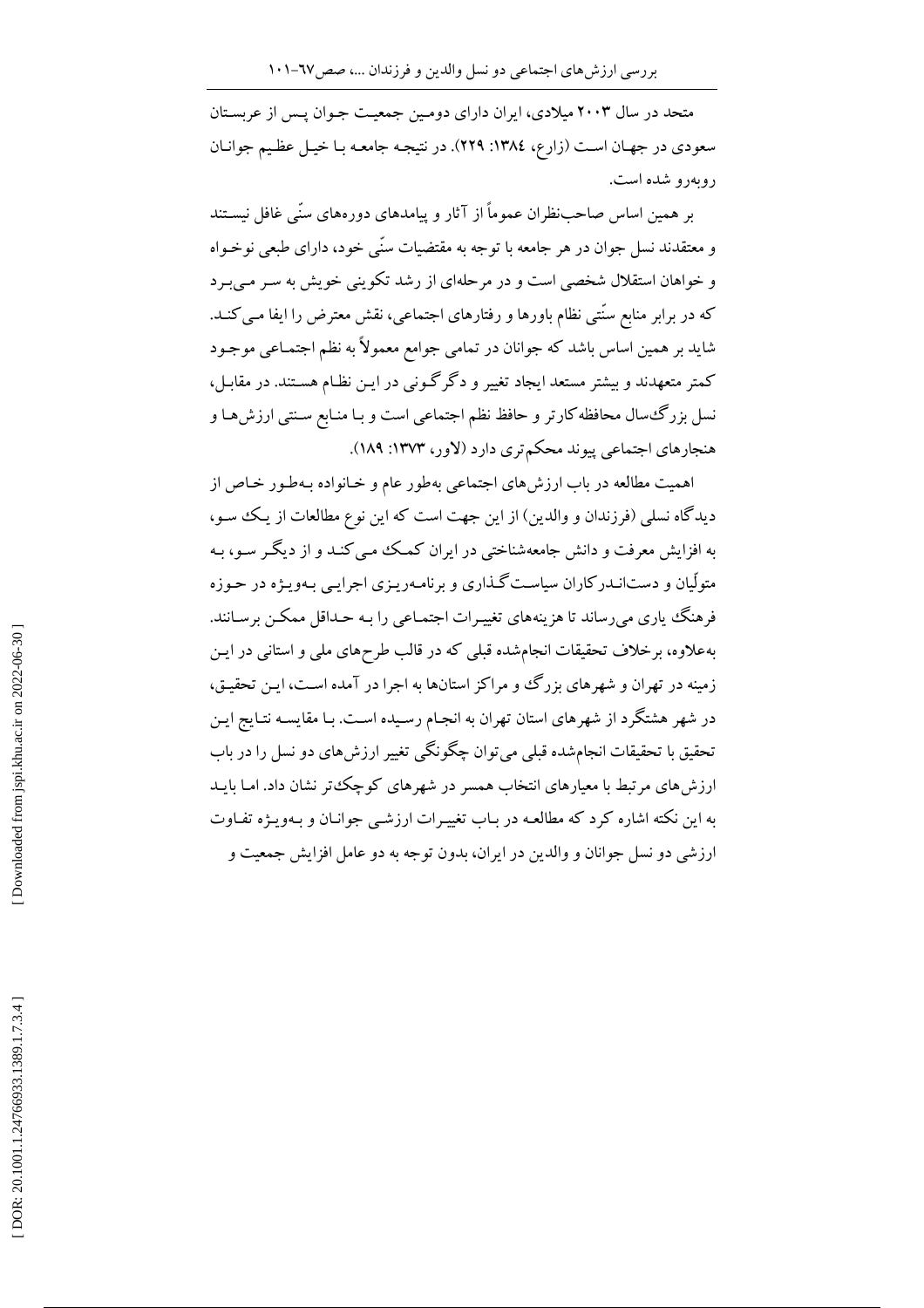متحد در سال ۲۰۰۳ میلادی، ایران دارای دومین جمعیت جوان پس از عربستان سعودی در جهان است (زارع، ۱۳۸٤: ۲۲۹). در نتیجه جامعه با خیل عظیم جوانان روبه‌رو شده است.

بر همین اساس صاحب‌نظران عموماً از آثار و پیامدهای دوره‌های سنّی غافل نیستند و معتقدند نسل جوان در هر جامعه با توجه به مقتضیات سنّی خود، دارای طبعی نوخواه و خواهان استقلال شخصی است و در مرحله‌ای از رشد تکوینی خویش به سر می‌برد که در برابر منابع سنّتی نظام باورها و رفتارهای اجتماعی، نقش معترض را ایفا می‌کند. شاید بر همین اساس باشد که جوانان در تمامی جوامع معمولاً به نظم اجتماعی موجود کمتر متعهدند و بیشتر مستعد ایجاد تغییر و دگرگونی در این نظام هستند. در مقابل، نسل بزرگ‌سال محافظه‌کارتر و حافظ نظم اجتماعی است و با منابع سنتی ارزش‌ها و هنجارهای اجتماعی پیوند محکم‌تری دارد (لاور، ۱۳۷۳: ۱۸۹).

اهمیت مطالعه در باب ارزش‌های اجتماعی به‌طور عام و خانواده به‌طور خاص از دیدگاه نسلی (فرزندان و والدین) از این جهت است که این نوع مطالعات از یک سو، به افزایش معرفت و دانش جامعه‌شناختی در ایران کمک می‌کند و از دیگر سو، به متولّیان و دست‌اندرکاران سیاست‌گذاری و برنامه‌ریزی اجرایی به‌ویژه در حوزه فرهنگ یاری می‌رساند تا هزینه‌های تغییرات اجتماعی را به حداقل ممکن برسانند. به‌علاوه، برخلاف تحقیقات انجام‌شده قبلی که در قالب طرح‌های ملی و استانی در این زمینه در تهران و شهرهای بزرگ و مراکز استان‌ها به اجرا در آمده است، این تحقیق، در شهر هشتگرد از شهرهای استان تهران به انجام رسیده است. با مقایسه نتایج این تحقیق با تحقیقات انجام‌شده قبلی می‌توان چگونگی تغییر ارزش‌های دو نسل را در باب ارزش‌های مرتبط با معیارهای انتخاب همسر در شهرهای کوچک‌تر نشان داد. اما باید به این نکته اشاره کرد که مطالعه در باب تغییرات ارزشی جوانان و به‌ویژه تفاوت ارزشی دو نسل جوانان و والدین در ایران، بدون توجه به دو عامل افزایش جمعیت و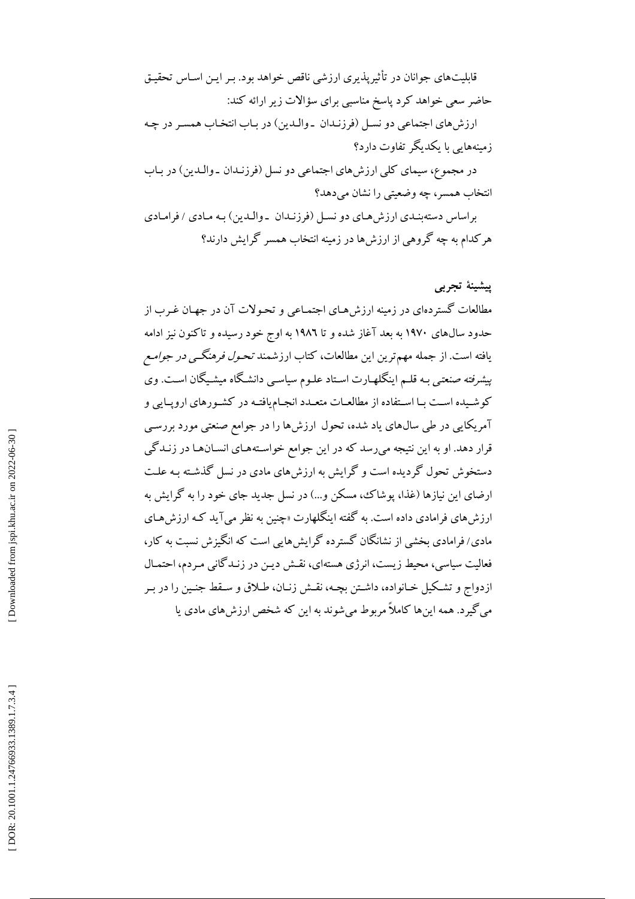قابلیت‌های جوانان در تأثیرپذیری ارزشی ناقص خواهد بود. بر این اساس تحقیق حاضر سعی خواهد کرد پاسخ مناسبی برای سؤالات زیر ارائه کند:

ارزش‌های اجتماعی دو نسل (فرزندان ـ والدین) در باب انتخاب همسر در چه زمینه‌هایی با یکدیگر تفاوت دارد؟

در مجموع، سیمای کلی ارزش‌های اجتماعی دو نسل (فرزندان ـ والدین) در باب انتخاب همسر، چه وضعیتی را نشان می‌دهد؟

براساس دسته‌بندی ارزش‌های دو نسل (فرزندان ـ والدین) به مادی / فرامادی هرکدام به چه گروهی از ارزش‌ها در زمینه انتخاب همسر گرایش دارند؟

**پیشینهٔ تجربی**

مطالعات گسترده‌ای در زمینه ارزش‌های اجتماعی و تحولات آن در جهان غرب از حدود سال‌های ۱۹۷۰ به بعد آغاز شده و تا ۱۹۸۶ به اوج خود رسیده و تاکنون نیز ادامه یافته است. از جمله مهم‌ترین این مطالعات، کتاب ارزشمند *تحول فرهنگی در جوامع پیشرفته صنعتی* به قلم اینگلهارت استاد علوم سیاسی دانشگاه میشیگان است. وی کوشیده است با استفاده از مطالعات متعدد انجام‌یافته در کشورهای اروپایی و آمریکایی در طی سال‌های یاد شده، تحول ارزش‌ها را در جوامع صنعتی مورد بررسی قرار دهد. او به این نتیجه می‌رسد که در این جوامع خواسته‌های انسان‌ها در زندگی دستخوش تحول گردیده است و گرایش به ارزش‌های مادی در نسل گذشته به علت ارضای این نیازها (غذا، پوشاک، مسکن و...) در نسل جدید جای خود را به گرایش به ارزش‌های فرامادی داده است. به گفته اینگلهارت «چنین به نظر می‌آید که ارزش‌های مادی/ فرامادی بخشی از نشانگان گسترده گرایش‌هایی است که انگیزش نسبت به کار، فعالیت سیاسی، محیط زیست، انرژی هسته‌ای، نقش دین در زندگانی مردم، احتمال ازدواج و تشکیل خانواده، داشتن بچه، نقش زنان، طلاق و سقط جنین را در بر می‌گیرد. همه این‌ها کاملاً مربوط می‌شوند به این که شخص ارزش‌های مادی یا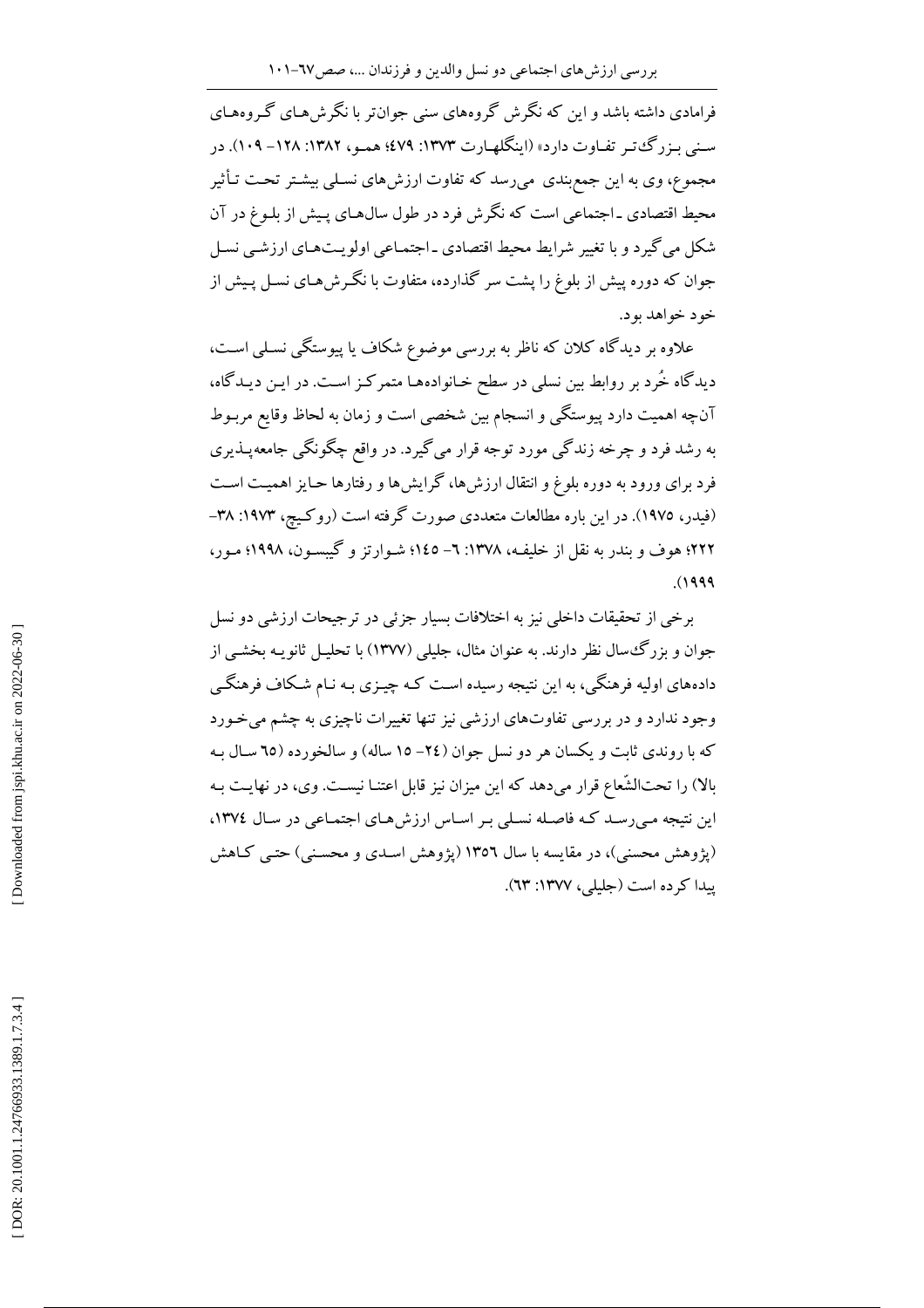فرامادی داشته باشد و این که نگرش گروه‌های سنی جوان‌تر با نگرش‌های گروه‌های سنی بزرگ‌تر تفاوت دارد» (اینگلهارت ۱۳۷۳: ۴۷۹؛ همو، ۱۳۸۲: ۱۲۸– ۱۰۹). در مجموع، وی به این جمع‌بندی می‌رسد که تفاوت ارزش‌های نسلی بیشتر تحت تأثیر محیط اقتصادی ـ اجتماعی است که نگرش فرد در طول سال‌های پیش از بلوغ در آن شکل می‌گیرد و با تغییر شرایط محیط اقتصادی ـ اجتماعی اولویت‌های ارزشی نسل جوان که دوره پیش از بلوغ را پشت سر گذارده، متفاوت با نگرش‌های نسل پیش از خود خواهد بود.

علاوه بر دیدگاه کلان که ناظر به بررسی موضوع شکاف یا پیوستگی نسلی است، دیدگاه خُرد بر روابط بین نسلی در سطح خانواده‌ها متمرکز است. در این دیدگاه، آن‌چه اهمیت دارد پیوستگی و انسجام بین شخصی است و زمان به لحاظ وقایع مربوط به رشد فرد و چرخه زندگی مورد توجه قرار می‌گیرد. در واقع چگونگی جامعه‌پذیری فرد برای ورود به دوره بلوغ و انتقال ارزش‌ها، گرایش‌ها و رفتارها حایز اهمیت است (فیدر، ۱۹۷۵). در این باره مطالعات متعددی صورت گرفته است (روکیچ، ۱۹۷۳: ۳۸– ۲۲۲؛ هوف و بندر به نقل از خلیفه، ۱۳۷۸: ۶– ۱۴۵؛ شوارتز و گیبسون، ۱۹۹۸؛ مور، ۱۹۹۹).

برخی از تحقیقات داخلی نیز به اختلافات بسیار جزئی در ترجیحات ارزشی دو نسل جوان و بزرگ‌سال نظر دارند. به عنوان مثال، جلیلی (۱۳۷۷) با تحلیل ثانویه بخشی از داده‌های اولیه فرهنگی، به این نتیجه رسیده است که چیزی به نام شکاف فرهنگی وجود ندارد و در بررسی تفاوت‌های ارزشی نیز تنها تغییرات ناچیزی به چشم می‌خورد که با روندی ثابت و یکسان هر دو نسل جوان (۲۴– ۱۵ ساله) و سالخورده (۶۵ سال به بالا) را تحت‌الشّعاع قرار می‌دهد که این میزان نیز قابل اعتنا نیست. وی، در نهایت به این نتیجه می‌رسد که فاصله نسلی بر اساس ارزش‌های اجتماعی در سال ۱۳۷۴، (پژوهش محسنی)، در مقایسه با سال ۱۳۵۶ (پژوهش اسدی و محسنی) حتی کاهش پیدا کرده است (جلیلی، ۱۳۷۷: ۶۳).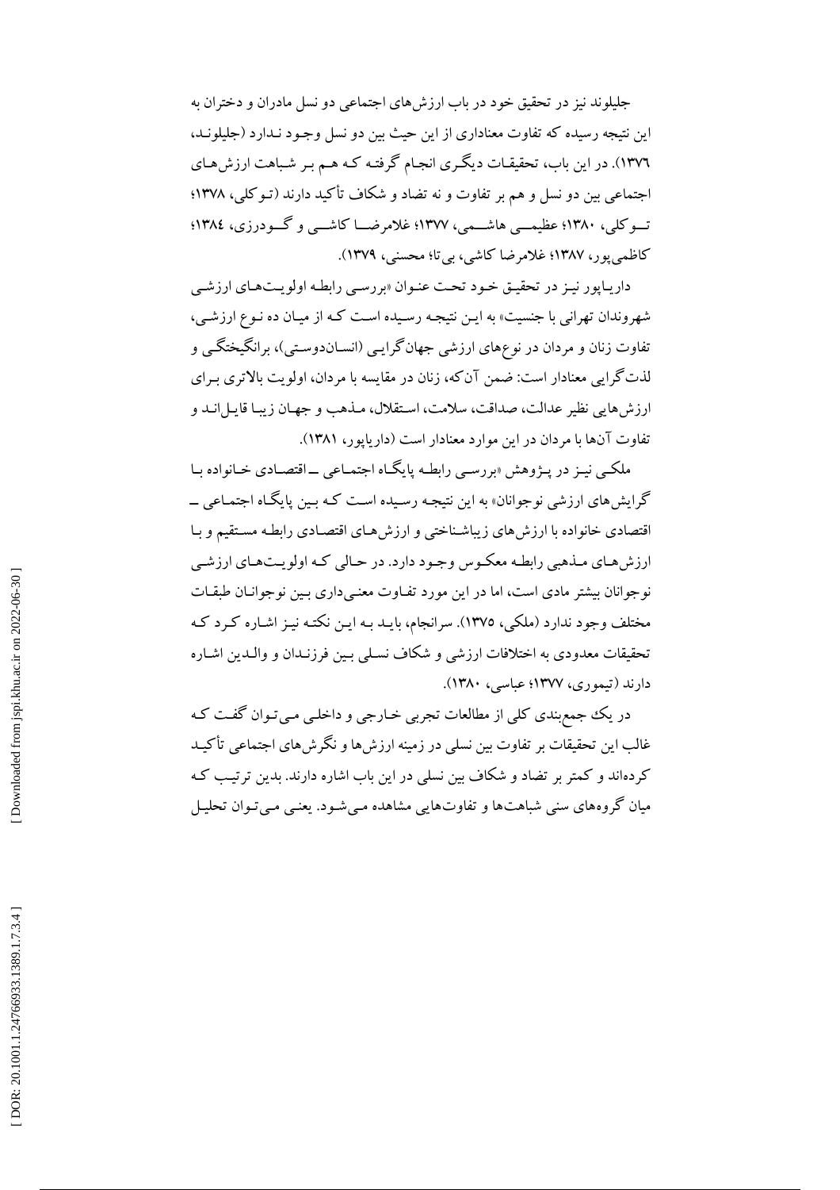جلیلوند نیز در تحقیق خود در باب ارزش‌های اجتماعی دو نسل مادران و دختران به این نتیجه رسیده که تفاوت معناداری از این حیث بین دو نسل وجود ندارد (جلیلوند، ۱۳۷۶). در این باب، تحقیقات دیگری انجام گرفته که هم بر شباهت ارزش‌های اجتماعی بین دو نسل و هم بر تفاوت و نه تضاد و شکاف تأکید دارند (توکلی، ۱۳۷۸؛ توکلی، ۱۳۸۰؛ عظیمی هاشمی، ۱۳۷۷؛ غلامرضا کاشی و گودرزی، ۱۳۸٤؛ کاظمی‌پور، ۱۳۸۷؛ غلامرضا کاشی، بی‌تا؛ محسنی، ۱۳۷۹).

داریاپور نیز در تحقیق خود تحت عنوان «بررسی رابطه اولویت‌های ارزشی شهروندان تهرانی با جنسیت» به این نتیجه رسیده است که از میان ده نوع ارزشی، تفاوت زنان و مردان در نوع‌های ارزشی جهان‌گرایی (انسان‌دوستی)، برانگیختگی و لذت‌گرایی معنادار است: ضمن آن‌که، زنان در مقایسه با مردان، اولویت بالاتری برای ارزش‌هایی نظیر عدالت، صداقت، سلامت، استقلال، مذهب و جهان زیبا قایل‌اند و تفاوت آن‌ها با مردان در این موارد معنادار است (داریاپور، ۱۳۸۱).

ملکی نیز در پژوهش «بررسی رابطه پایگاه اجتماعی ــ اقتصادی خانواده با گرایش‌های ارزشی نوجوانان» به این نتیجه رسیده است که بین پایگاه اجتماعی ــ اقتصادی خانواده با ارزش‌های زیباشناختی و ارزش‌های اقتصادی رابطه مستقیم و با ارزش‌های مذهبی رابطه معکوس وجود دارد. در حالی که اولویت‌های ارزشی نوجوانان بیشتر مادی است، اما در این مورد تفاوت معنی‌داری بین نوجوانان طبقات مختلف وجود ندارد (ملکی، ۱۳۷۵). سرانجام، باید به این نکته نیز اشاره کرد که تحقیقات معدودی به اختلافات ارزشی و شکاف نسلی بین فرزندان و والدین اشاره دارند (تیموری، ۱۳۷۷؛ عباسی، ۱۳۸۰).

در یک جمع‌بندی کلی از مطالعات تجربی خارجی و داخلی می‌توان گفت که غالب این تحقیقات بر تفاوت بین نسلی در زمینه ارزش‌ها و نگرش‌های اجتماعی تأکید کرده‌اند و کمتر بر تضاد و شکاف بین نسلی در این باب اشاره دارند. بدین ترتیب که میان گروه‌های سنی شباهت‌ها و تفاوت‌هایی مشاهده می‌شود. یعنی می‌توان تحلیل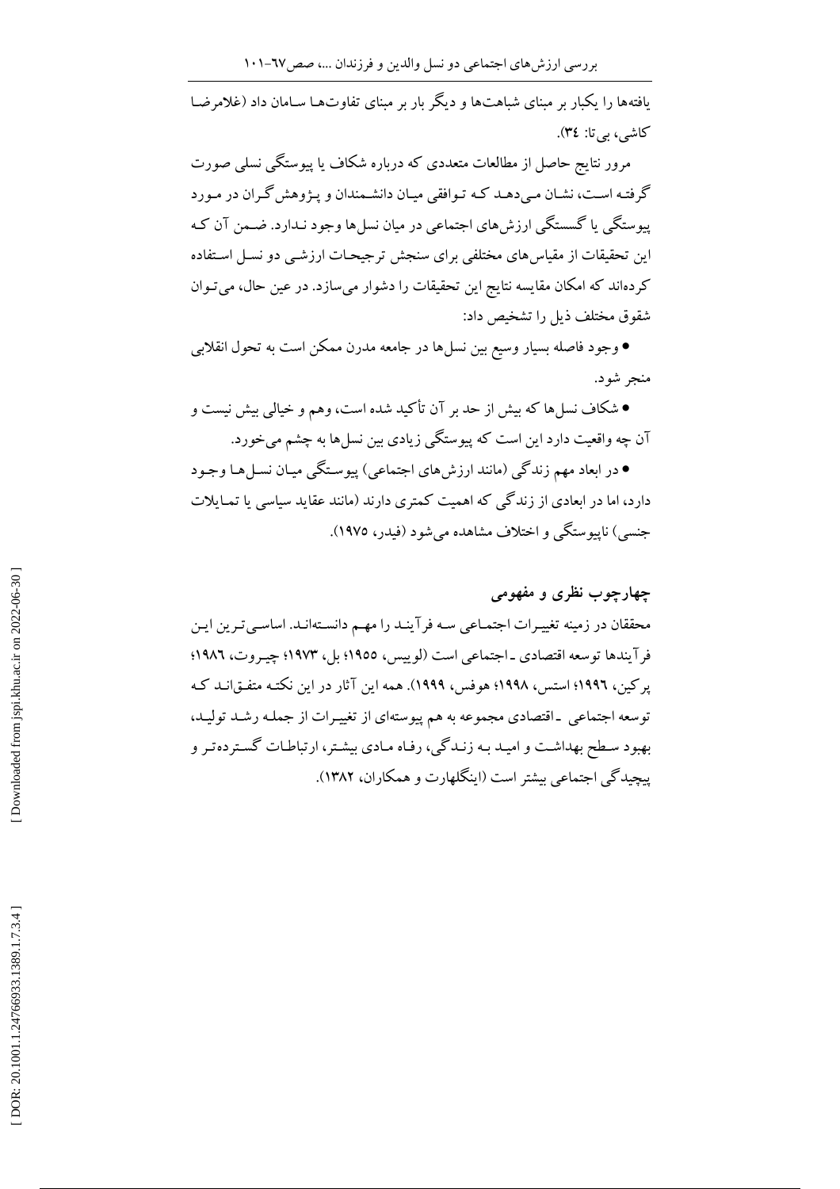یافته‌ها را یکبار بر مبنای شباهت‌ها و دیگر بار بر مبنای تفاوت‌ها سامان داد (غلامرضا کاشی، بی‌تا: ۳٤).

مرور نتایج حاصل از مطالعات متعددی که درباره شکاف یا پیوستگی نسلی صورت گرفته است، نشان می‌دهد که توافقی میان دانشمندان و پژوهش‌گران در مورد پیوستگی یا گسستگی ارزش‌های اجتماعی در میان نسل‌ها وجود ندارد. ضمن آن که این تحقیقات از مقیاس‌های مختلفی برای سنجش ترجیحات ارزشی دو نسل استفاده کرده‌اند که امکان مقایسه نتایج این تحقیقات را دشوار می‌سازد. در عین حال، می‌توان شقوق مختلف ذیل را تشخیص داد:

- وجود فاصله بسیار وسیع بین نسل‌ها در جامعه مدرن ممکن است به تحول انقلابی منجر شود.
- شکاف نسل‌ها که بیش از حد بر آن تأکید شده است، وهم و خیالی بیش نیست و آن چه واقعیت دارد این است که پیوستگی زیادی بین نسل‌ها به چشم می‌خورد.
- در ابعاد مهم زندگی (مانند ارزش‌های اجتماعی) پیوستگی میان نسل‌ها وجود دارد، اما در ابعادی از زندگی که اهمیت کمتری دارند (مانند عقاید سیاسی یا تمایلات جنسی) ناپیوستگی و اختلاف مشاهده می‌شود (فیدر، ۱۹۷۵).

## چهارچوب نظری و مفهومی

محققان در زمینه تغییرات اجتماعی سه فرآیند را مهم دانسته‌اند. اساسی‌ترین این فرآیندها توسعه اقتصادی ـ اجتماعی است (لوییس، ۱۹۵۵؛ بل، ۱۹۷۳؛ چیروت، ۱۹۸٦؛ پرکین، ۱۹۹٦؛ استس، ۱۹۹۸؛ هوفس، ۱۹۹۹). همه این آثار در این نکته متفق‌اند که توسعه اجتماعی ـ اقتصادی مجموعه به هم پیوسته‌ای از تغییرات از جمله رشد تولید، بهبود سطح بهداشت و امید به زندگی، رفاه مادی بیشتر، ارتباطات گسترده‌تر و پیچیدگی اجتماعی بیشتر است (اینگلهارت و همکاران، ۱۳۸۲).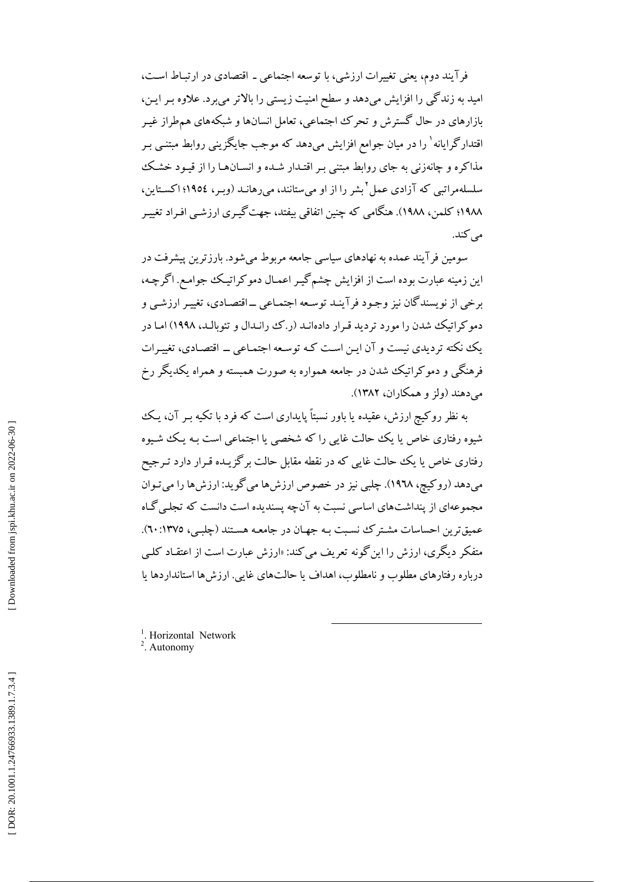فرآیند دوم، یعنی تغییرات ارزشی، با توسعه اجتماعی ـ اقتصادی در ارتباط است، امید به زندگی را افزایش می‌دهد و سطح امنیت زیستی را بالاتر می‌برد. علاوه بر این، بازارهای در حال گسترش و تحرک اجتماعی، تعامل انسان‌ها و شبکه‌های هم‌طراز غیر اقتدارگرایانه[1] را در میان جوامع افزایش می‌دهد که موجب جایگزینی روابط مبتنی بر مذاکره و چانه‌زنی به جای روابط مبتنی بر اقتدار شده و انسان‌ها را از قیود خشک سلسله‌مراتبی که آزادی عمل[2] بشر را از او می‌ستانند، می‌رهانند (وبر، ۱۹۵۴؛ اکستاین، ۱۹۸۸؛ کلمن، ۱۹۸۸). هنگامی که چنین اتفاقی بیفتد، جهت‌گیری ارزشی افراد تغییر می‌کند.

سومین فرآیند عمده به نهادهای سیاسی جامعه مربوط می‌شود. بارزترین پیشرفت در این زمینه عبارت بوده است از افزایش چشم‌گیر اعمال دموکراتیک جوامع. اگرچه، برخی از نویسندگان نیز وجود فرآیند توسعه اجتماعی ـ اقتصادی، تغییر ارزشی و دموکراتیک شدن را مورد تردید قرار داده‌اند (ر.ک رانـدال و تئوبالد، ۱۹۹۸) اما در یک نکته تردیدی نیست و آن این است که توسعه اجتماعی ـ اقتصادی، تغییرات فرهنگی و دموکراتیک شدن در جامعه همواره به صورت همبسته و همراه یکدیگر رخ می‌دهند (ولز و همکاران، ۱۳۸۲).

به نظر روکیچ ارزش، عقیده یا باور نسبتاً پایداری است که فرد با تکیه بر آن، یک شیوه رفتاری خاص یا یک حالت غایی را که شخصی یا اجتماعی است به یک شیوه رفتاری خاص یا یک حالت غایی که در نقطه مقابل حالت برگزیده قرار دارد ترجیح می‌دهد (روکیچ، ۱۹۶۸). چلبی نیز در خصوص ارزش‌ها می‌گوید: ارزش‌ها را می‌توان مجموعه‌ای از پنداشت‌های اساسی نسبت به آن‌چه پسندیده است دانست که تجلی‌گاه عمیق‌ترین احساسات مشترک نسبت به جهان در جامعه هستند (چلبی، ۱۳۷۵: ۶۰). متفکر دیگری، ارزش را این‌گونه تعریف می‌کند: «ارزش عبارت است از اعتقاد کلی درباره رفتارهای مطلوب و نامطلوب، اهداف یا حالت‌های غایی. ارزش‌ها استانداردها یا

---

[1]. Horizontal Network
[2]. Autonomy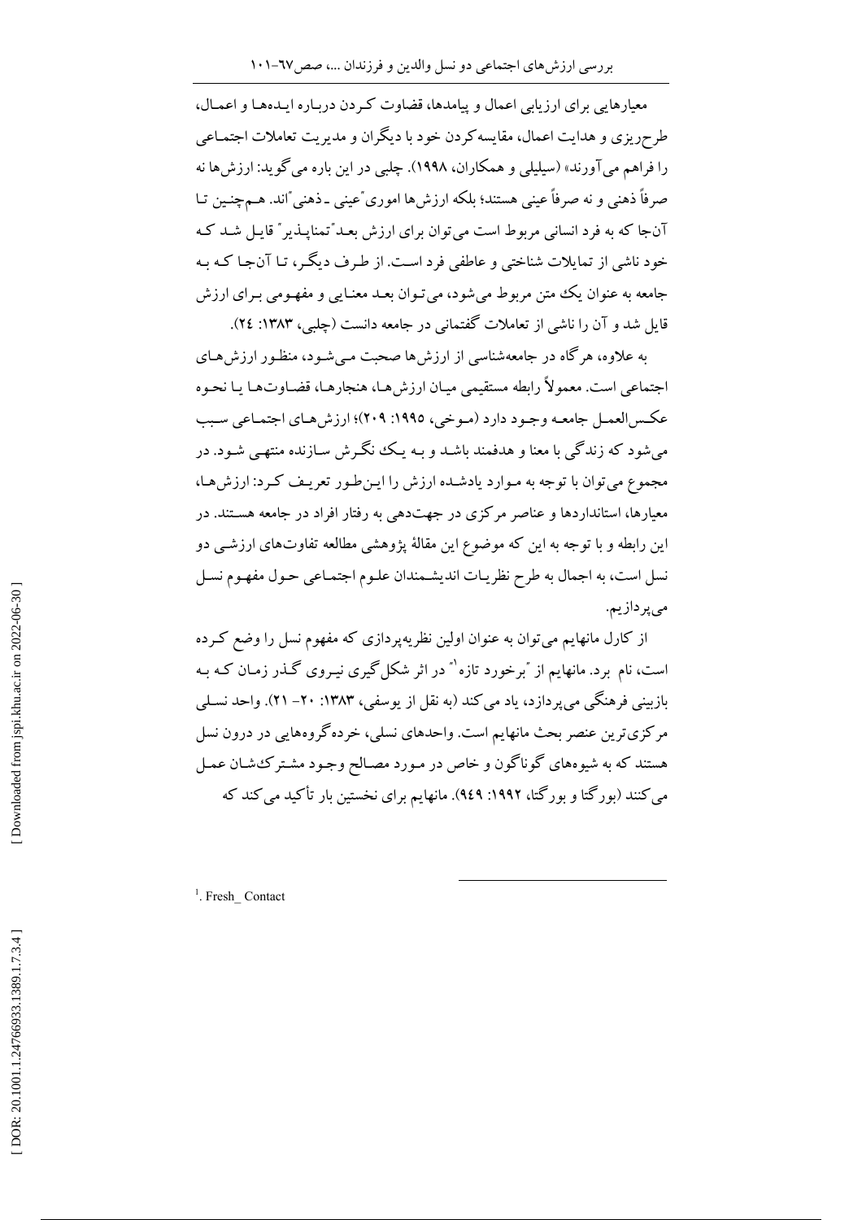معیارهایی برای ارزیابی اعمال و پیامدها، قضاوت کردن درباره ایده‌ها و اعمال، طرح‌ریزی و هدایت اعمال، مقایسه‌کردن خود با دیگران و مدیریت تعاملات اجتماعی را فراهم می‌آورند» (سیلیلی و همکاران، ۱۹۹۸). چلبی در این باره می‌گوید: ارزش‌ها نه صرفاً ذهنی و نه صرفاً عینی هستند؛ بلکه ارزش‌ها اموری "عینی ـ ذهنی" اند. هم‌چنین تا آن‌جا که به فرد انسانی مربوط است می‌توان برای ارزش بعد "تمناپذیر" قایل شد که خود ناشی از تمایلات شناختی و عاطفی فرد است. از طرف دیگر، تا آن‌جا که به جامعه به عنوان یک متن مربوط می‌شود، می‌توان بعد معنایی و مفهومی برای ارزش قایل شد و آن را ناشی از تعاملات گفتمانی در جامعه دانست (چلبی، ۱۳۸۳: ۲٤).

به علاوه، هرگاه در جامعه‌شناسی از ارزش‌ها صحبت می‌شود، منظور ارزش‌های اجتماعی است. معمولاً رابطه مستقیمی میان ارزش‌ها، هنجارها، قضاوت‌ها یا نحوه عکس‌العمل جامعه وجود دارد (موخی، ۱۹۹۵: ۲۰۹)؛ ارزش‌های اجتماعی سبب می‌شود که زندگی با معنا و هدفمند باشد و به یک نگرش سازنده منتهی شود. در مجموع می‌توان با توجه به موارد یادشده ارزش را این‌طور تعریف کرد: ارزش‌ها، معیارها، استانداردها و عناصر مرکزی در جهت‌دهی به رفتار افراد در جامعه هستند. در این رابطه و با توجه به این که موضوع این مقالهٔ پژوهشی مطالعه تفاوت‌های ارزشی دو نسل است، به اجمال به طرح نظریات اندیشمندان علوم اجتماعی حول مفهوم نسل می‌پردازیم.

از کارل مانهایم می‌توان به عنوان اولین نظریه‌پرداز که مفهوم نسل را وضع کرده است، نام برد. مانهایم از "برخورد تازه"[1] در اثر شکل‌گیری نیروی گذر زمان که به بازبینی فرهنگی می‌پردازد، یاد می‌کند (به نقل از یوسفی، ۱۳۸۳: ۲۰- ۲۱). واحد نسلی مرکزی‌ترین عنصر بحث مانهایم است. واحدهای نسلی، خرده‌گروه‌هایی در درون نسل هستند که به شیوه‌های گوناگون و خاص در مورد مصالح وجود مشترک‌شان عمل می‌کنند (بورگتا و بورگتا، ۱۹۹۲: ۹٤۹). مانهایم برای نخستین بار تأکید می‌کند که

[1]. Fresh_ Contact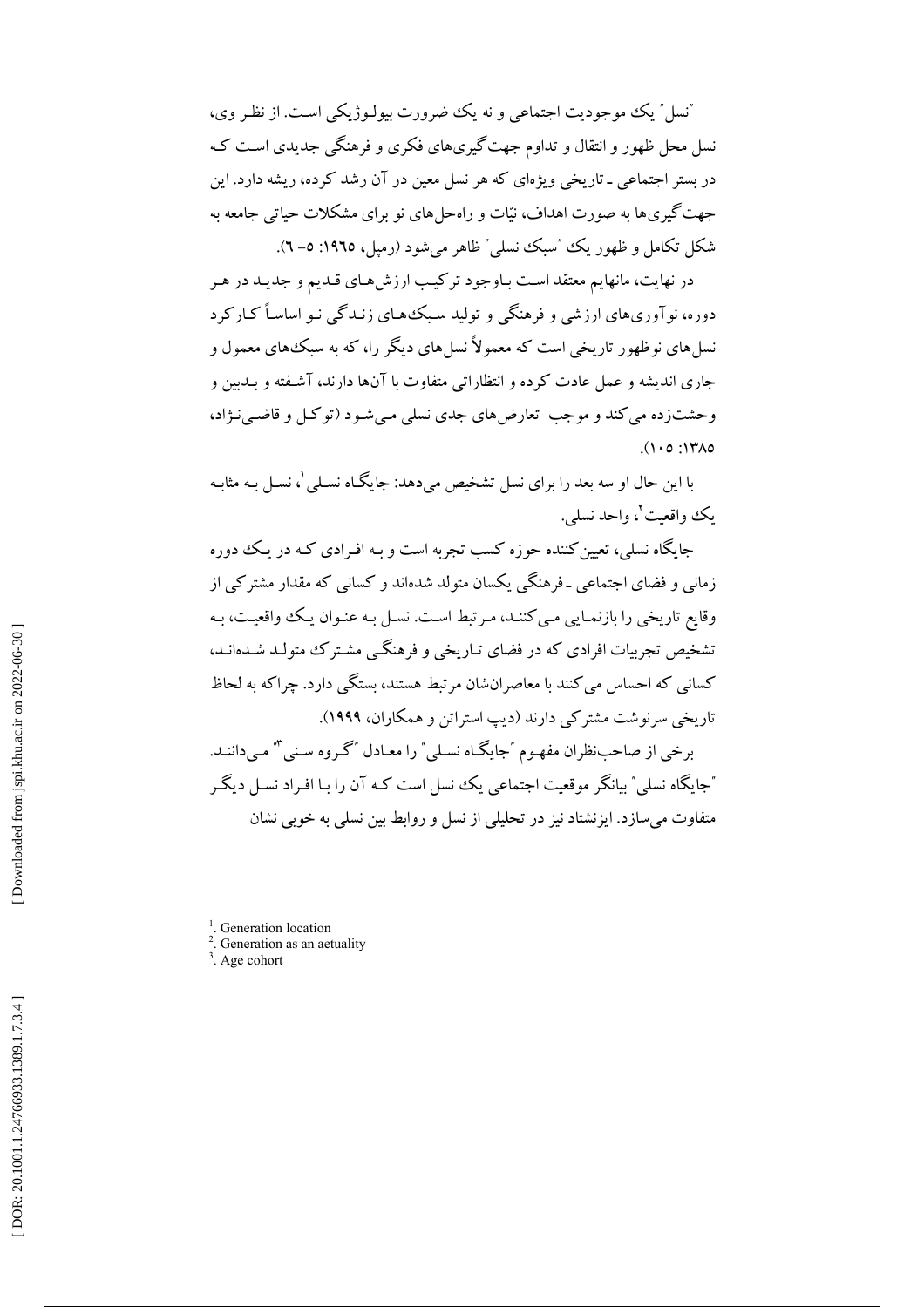"نسل" یک موجودیت اجتماعی و نه یک ضرورت بیولوژیکی است. از نظر وی، نسل محل ظهور و انتقال و تداوم جهت‌گیری‌های فکری و فرهنگی جدیدی است که در بستر اجتماعی ـ تاریخی ویژه‌ای که هر نسل معین در آن رشد کرده، ریشه دارد. این جهت‌گیری‌ها به صورت اهداف، نیّات و راه‌حل‌های نو برای مشکلات حیاتی جامعه به شکل تکامل و ظهور یک "سبک نسلی" ظاهر می‌شود (رمپل، ۱۹۶۵: ۵- ۶).

در نهایت، مانهایم معتقد است باوجود ترکیب ارزش‌های قدیم و جدید در هر دوره، نوآوری‌های ارزشی و فرهنگی و تولید سبک‌های زندگی نو اساساً کارکرد نسل‌های نوظهور تاریخی است که معمولاً نسل‌های دیگر را، که به سبک‌های معمول و جاری اندیشه و عمل عادت کرده و انتظاراتی متفاوت با آن‌ها دارند، آشفته و بدبین و وحشت‌زده می‌کند و موجب تعارض‌های جدی نسلی می‌شود (توکل و قاضی‌نژاد، ۱۳۸۵: ۱۰۵).

با این حال او سه بعد را برای نسل تشخیص می‌دهد: جایگاه نسلی[1]، نسل به مثابه یک واقعیت[2]، واحد نسلی.

جایگاه نسلی، تعیین‌کننده حوزه کسب تجربه است و به افرادی که در یک دوره زمانی و فضای اجتماعی ـ فرهنگی یکسان متولد شده‌اند و کسانی که مقدار مشترکی از وقایع تاریخی را بازنمایی می‌کنند، مرتبط است. نسل به عنوان یک واقعیت، به تشخیص تجربیات افرادی که در فضای تاریخی و فرهنگی مشترک متولد شده‌اند، کسانی که احساس می‌کنند با معاصران‌شان مرتبط هستند، بستگی دارد. چراکه به لحاظ تاریخی سرنوشت مشترکی دارند (دیپ استراتن و همکاران، ۱۹۹۹).

برخی از صاحب‌نظران مفهوم "جایگاه نسلی" را معادل "گروه سنی[3]" می‌دانند. "جایگاه نسلی" بیانگر موقعیت اجتماعی یک نسل است که آن را با افراد نسل دیگر متفاوت می‌سازد. ایزنشتاد نیز در تحلیلی از نسل و روابط بین نسلی به خوبی نشان

[1]. Generation location
[2]. Generation as an aetuality
[3]. Age cohort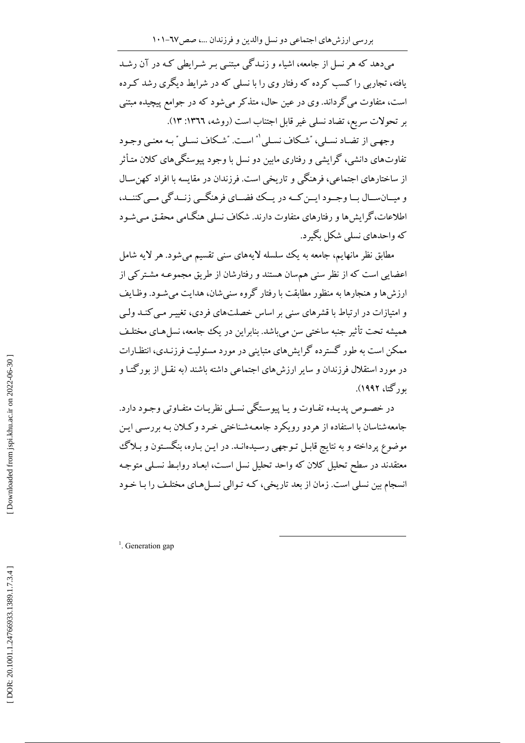می‌دهد که هر نسل از جامعه، اشیاء و زندگی مبتنی بر شرایطی که در آن رشد یافته، تجاربی را کسب کرده که رفتار وی را با نسلی که در شرایط دیگری رشد کرده است، متفاوت می‌گرداند. وی در عین حال، متذکر می‌شود که در جوامع پیچیده مبتنی بر تحولات سریع، تضاد نسلی غیر قابل اجتناب است (روشه، ۱۳٦٦: ۱۳).

وجهی از تضاد نسلی، "شکاف نسلی[1]" است. "شکاف نسلی" به معنی وجود تفاوت‌های دانشی، گرایشی و رفتاری مابین دو نسل با وجود پیوستگی‌های کلان متأثر از ساختارهای اجتماعی، فرهنگی و تاریخی است. فرزندان در مقایسه با افراد کهن‌سال و میان‌سال با وجود این‌که در یک فضای فرهنگی زندگی می‌کنند، اطلاعات، گرایش‌ها و رفتارهای متفاوت دارند. شکاف نسلی هنگامی محقق می‌شود که واحدهای نسلی شکل بگیرد.

مطابق نظر مانهایم، جامعه به یک سلسله لایه‌های سنی تقسیم می‌شود. هر لایه شامل اعضایی است که از نظر سنی هم‌سان هستند و رفتارشان از طریق مجموعه مشترکی از ارزش‌ها و هنجارها به منظور مطابقت با رفتار گروه سنی‌شان، هدایت می‌شود. وظایف و امتیازات در ارتباط با قشرهای سنی بر اساس خصلت‌های فردی، تغییر می‌کند ولی همیشه تحت تأثیر جنبه ساختی سن می‌باشد. بنابراین در یک جامعه، نسل‌های مختلف ممکن است به طور گسترده گرایش‌های متباینی در مورد مسئولیت فرزندی، انتظارات در مورد استقلال فرزندان و سایر ارزش‌های اجتماعی داشته باشند (به نقل از بورگتا و بورگتا، ۱۹۹۲).

در خصوص پدیده تفاوت و یا پیوستگی نسلی نظریات متفاوتی وجود دارد. جامعه‌شناسان با استفاده از هردو رویکرد جامعه‌شناختی خرد وکلان به بررسی این موضوع پرداخته و به نتایج قابل توجهی رسیده‌اند. در این باره، بنگستون و بلاگ معتقدند در سطح تحلیل کلان که واحد تحلیل نسل است، ابعاد روابط نسلی متوجه انسجام بین نسلی است. زمان از بعد تاریخی، که توالی نسل‌های مختلف را با خود

[1]. Generation gap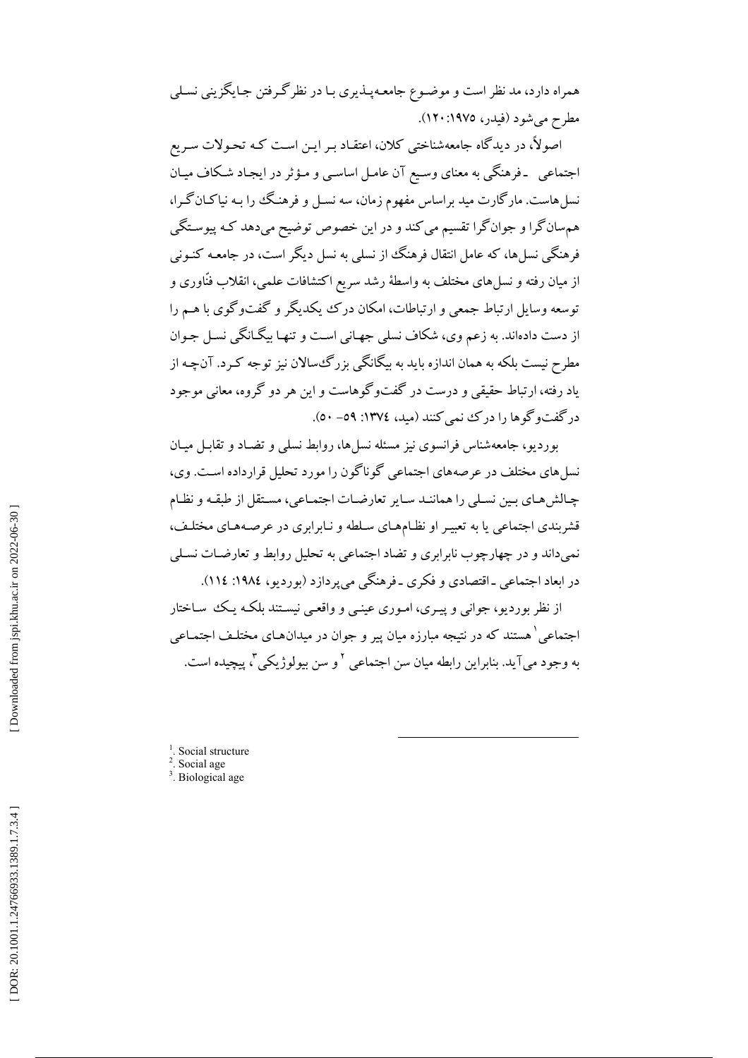همراه دارد، مد نظر است و موضوع جامعه‌پذیری با در نظرگرفتن جایگزینی نسلی مطرح می‌شود (فیدر، ۱۹۷۵:۱۲۰).

اصولاً، در دیدگاه جامعه‌شناختی کلان، اعتقاد بر این است که تحولات سریع اجتماعی ـ فرهنگی به معنای وسیع آن عامل اساسی و مؤثر در ایجاد شکاف میان نسل‌هاست. مارگارت مید براساس مفهوم زمان، سه نسل و فرهنگ را به نیاکان‌گرا، هم‌سان‌گرا و جوان‌گرا تقسیم می‌کند و در این خصوص توضیح می‌دهد که پیوستگی فرهنگی نسل‌ها، که عامل انتقال فرهنگ از نسلی به نسل دیگر است، در جامعه کنونی از میان رفته و نسل‌های مختلف به واسطهٔ رشد سریع اکتشافات علمی، انقلاب فنّاوری و توسعه وسایل ارتباط جمعی و ارتباطات، امکان درک یکدیگر و گفت‌وگوی با هم را از دست داده‌اند. به زعم وی، شکاف نسلی جهانی است و تنها بیگانگی نسل جوان مطرح نیست بلکه به همان اندازه باید به بیگانگی بزرگ‌سالان نیز توجه کرد. آن‌چه از یاد رفته، ارتباط حقیقی و درست در گفت‌وگوهاست و این هر دو گروه، معانی موجود در گفت‌وگوها را درک نمی‌کنند (مید، ۱۳۷٤: ٥۹- ٥۰).

بوردیو، جامعه‌شناس فرانسوی نیز مسئله نسل‌ها، روابط نسلی و تضاد و تقابل میان نسل‌های مختلف در عرصه‌های اجتماعی گوناگون را مورد تحلیل قرارداده است. وی، چالش‌های بین نسلی را همانند سایر تعارضات اجتماعی، مستقل از طبقه و نظام قشربندی اجتماعی یا به تعبیر او نظام‌های سلطه و نابرابری در عرصه‌های مختلف، نمی‌داند و در چهارچوب نابرابری و تضاد اجتماعی به تحلیل روابط و تعارضات نسلی در ابعاد اجتماعی ـ اقتصادی و فکری ـ فرهنگی می‌پردازد (بوردیو، ۱۹۸٤: ۱۱٤).

از نظر بوردیو، جوانی و پیری، اموری عینی و واقعی نیستند بلکه یک ساختار اجتماعی[1] هستند که در نتیجه مبارزه میان پیر و جوان در میدان‌های مختلف اجتماعی به وجود می‌آید. بنابراین رابطه میان سن اجتماعی[2] و سن بیولوژیکی[3]، پیچیده است.

---

[1]. Social structure

[2]. Social age

[3]. Biological age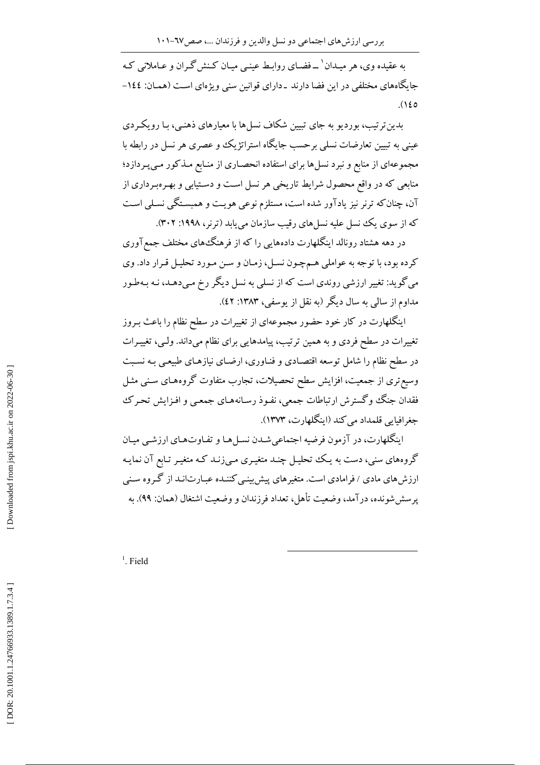به عقیده وی، هر میدان[1] ــ فضای روابط عینی میان کنش‌گران و عاملانی که جایگاه‌های مختلفی در این فضا دارند ـ دارای قوانین سنی ویژه‌ای است (همان: ۱٤٤-۱٤٥).

بدین‌ترتیب، بوردیو به جای تبیین شکاف نسل‌ها با معیارهای ذهنی، با رویکردی عینی به تبیین تعارضات نسلی برحسب جایگاه استراتژیک و عصری هر نسل در رابطه با مجموعه‌ای از منابع و نبرد نسل‌ها برای استفاده انحصاری از منابع مذکور می‌پردازد؛ منابعی که در واقع محصول شرایط تاریخی هر نسل است و دستیابی و بهره‌برداری از آن، چنان‌که ترنر نیز یادآور شده است، مستلزم نوعی هویت و همبستگی نسلی است که از سوی یک نسل علیه نسل‌های رقیب سازمان می‌یابد (ترنر، ۱۹۹۸: ۳۰۲).

در دهه هشتاد رونالد اینگلهارت داده‌هایی را که از فرهنگ‌های مختلف جمع‌آوری کرده بود، با توجه به عواملی هم‌چون نسل، زمان و سن مورد تحلیل قرار داد. وی می‌گوید: تغییر ارزشی روندی است که از نسلی به نسل دیگر رخ می‌دهد، نه به‌طور مداوم از سالی به سال دیگر (به نقل از یوسفی، ۱۳۸۳: ٤۲).

اینگلهارت در کار خود حضور مجموعه‌ای از تغییرات در سطح نظام را باعث بروز تغییرات در سطح فردی و به همین ترتیب، پیامدهایی برای نظام می‌داند. ولی، تغییرات در سطح نظام را شامل توسعه اقتصادی و فناوری، ارضای نیازهای طبیعی به نسبت وسیع‌تری از جمعیت، افزایش سطح تحصیلات، تجارب متفاوت گروه‌های سنی مثل فقدان جنگ و گسترش ارتباطات جمعی، نفوذ رسانه‌های جمعی و افزایش تحرک جغرافیایی قلمداد می‌کند (اینگلهارت، ۱۳۷۳).

اینگلهارت، در آزمون فرضیه اجتماعی‌شدن نسل‌ها و تفاوت‌های ارزشی میان گروه‌های سنی، دست به یک تحلیل چند متغیری می‌زند که متغیر تابع آن نمایه ارزش‌های مادی / فرامادی است. متغیرهای پیش‌بینی‌کننده عبارت‌اند از گروه سنی پرسش‌شونده، درآمد، وضعیت تأهل، تعداد فرزندان و وضعیت اشتغال (همان: ۹۹). به

---

[1]. Field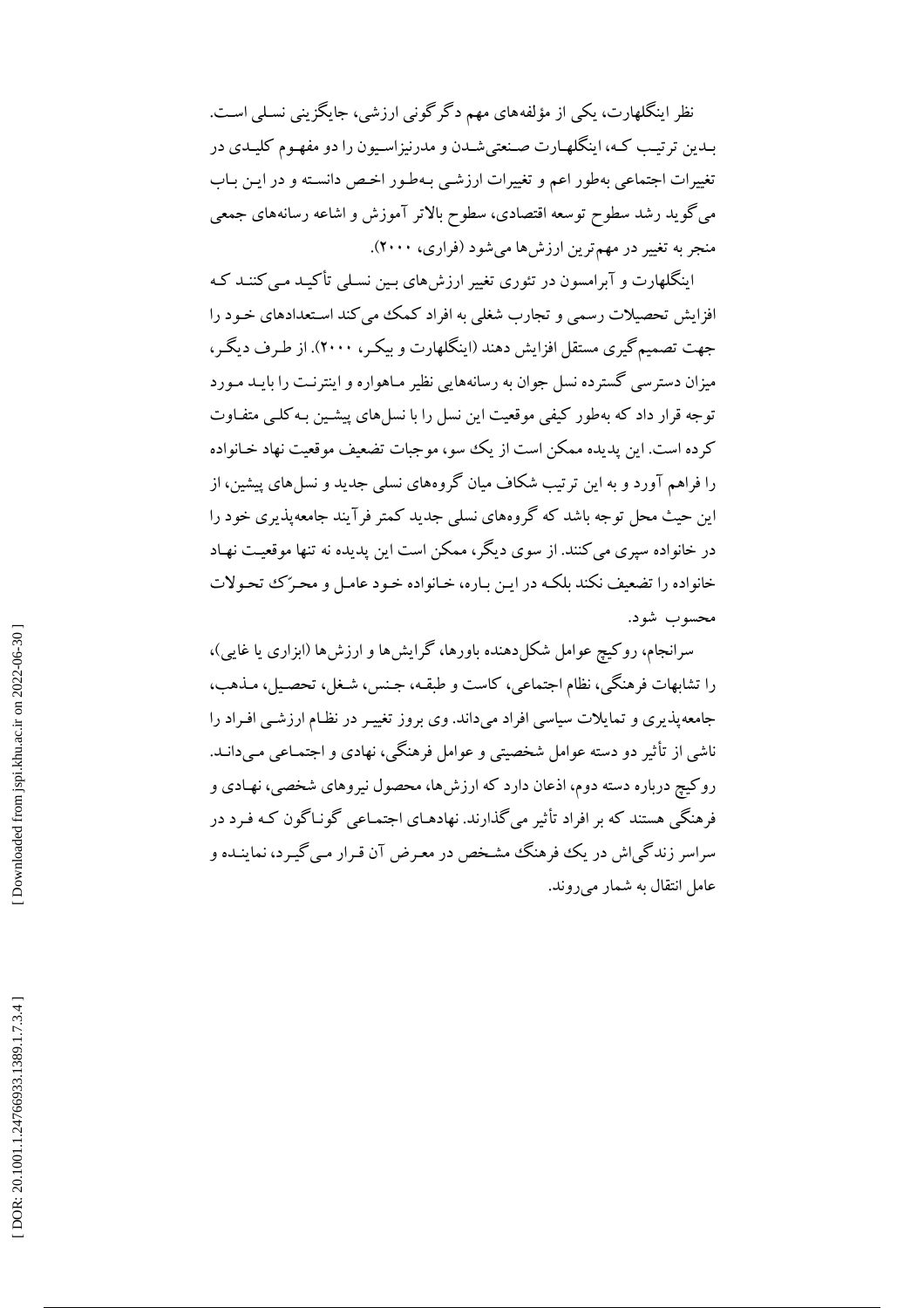نظر اینگلهارت، یکی از مؤلفه‌های مهم دگرگونی ارزشی، جایگزینی نسلی است. بدین ترتیب که، اینگلهارت صنعتی‌شدن و مدرنیزاسیون را دو مفهوم کلیدی در تغییرات اجتماعی به‌طور اعم و تغییرات ارزشی به‌طور اخص دانسته و در این باب می‌گوید رشد سطوح توسعه اقتصادی، سطوح بالاتر آموزش و اشاعه رسانه‌های جمعی منجر به تغییر در مهم‌ترین ارزش‌ها می‌شود (فراری، ۲۰۰۰).

اینگلهارت و آبرامسون در تئوری تغییر ارزش‌های بین نسلی تأکید می‌کنند که افزایش تحصیلات رسمی و تجارب شغلی به افراد کمک می‌کند استعدادهای خود را جهت تصمیم‌گیری مستقل افزایش دهند (اینگلهارت و بیکر، ۲۰۰۰). از طرف دیگر، میزان دسترسی گسترده نسل جوان به رسانه‌هایی نظیر ماهواره و اینترنت را باید مورد توجه قرار داد که به‌طور کیفی موقعیت این نسل را با نسل‌های پیشین به‌کلی متفاوت کرده است. این پدیده ممکن است از یک سو، موجبات تضعیف موقعیت نهاد خانواده را فراهم آورد و به این ترتیب شکاف میان گروه‌های نسلی جدید و نسل‌های پیشین، از این حیث محل توجه باشد که گروه‌های نسلی جدید کمتر فرآیند جامعه‌پذیری خود را در خانواده سپری می‌کنند. از سوی دیگر، ممکن است این پدیده نه تنها موقعیت نهاد خانواده را تضعیف نکند بلکه در این باره، خانواده خود عامل و محرّک تحولات محسوب شود.

سرانجام، روکیچ عوامل شکل‌دهنده باورها، گرایش‌ها و ارزش‌ها (ابزاری یا غایی)، را تشابهات فرهنگی، نظام اجتماعی، کاست و طبقه، جنس، شغل، تحصیل، مذهب، جامعه‌پذیری و تمایلات سیاسی افراد می‌داند. وی بروز تغییر در نظام ارزشی افراد را ناشی از تأثیر دو دسته عوامل شخصیتی و عوامل فرهنگی، نهادی و اجتماعی می‌داند. روکیچ درباره دسته دوم، اذعان دارد که ارزش‌ها، محصول نیروهای شخصی، نهادی و فرهنگی هستند که بر افراد تأثیر می‌گذارند. نهادهای اجتماعی گوناگون که فرد در سراسر زندگی‌اش در یک فرهنگ مشخص در معرض آن قرار می‌گیرد، نماینده و عامل انتقال به شمار می‌روند.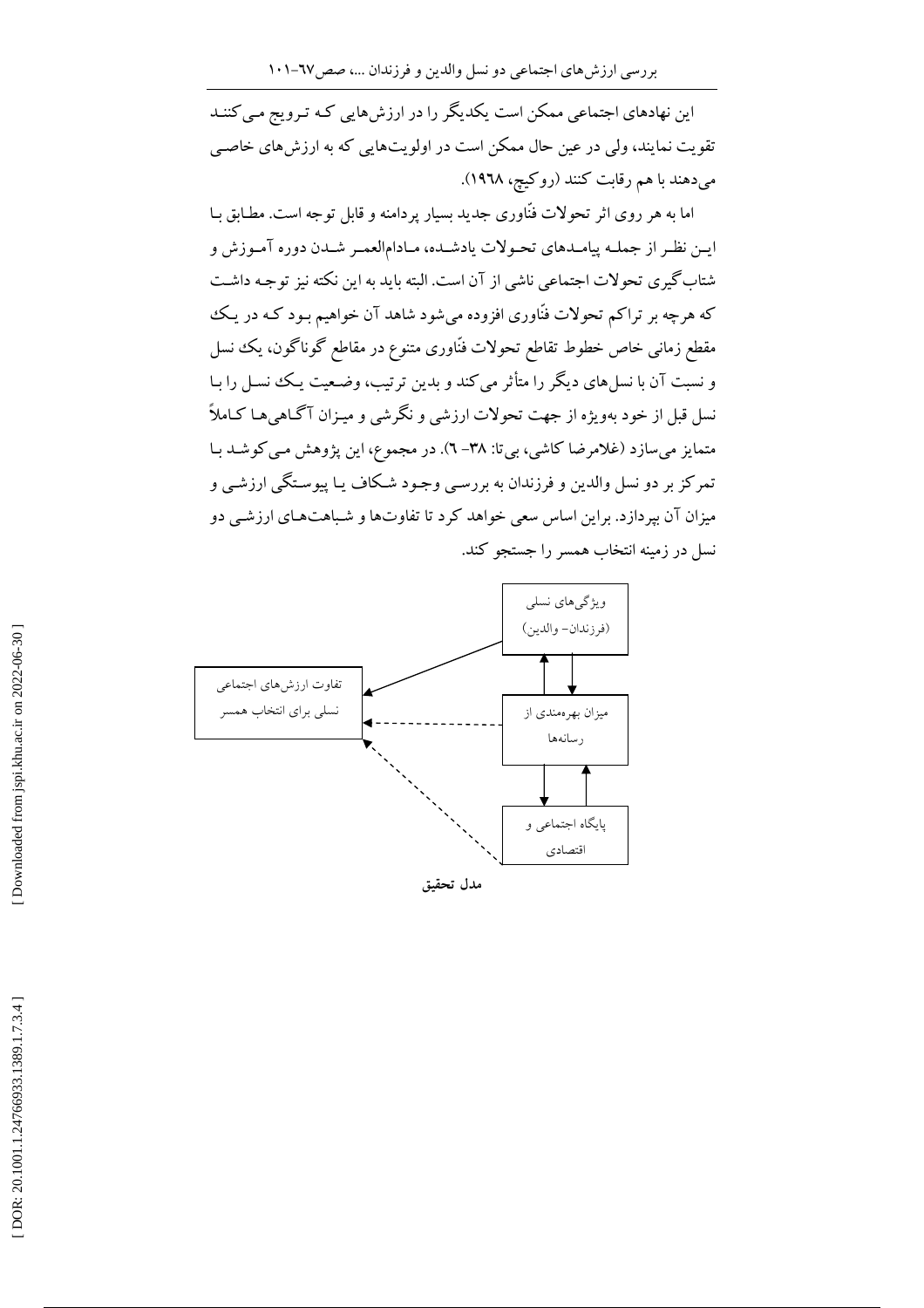این نهادهای اجتماعی ممکن است یکدیگر را در ارزش‌هایی که ترویج می‌کنند تقویت نمایند، ولی در عین حال ممکن است در اولویت‌هایی که به ارزش‌های خاصی می‌دهند با هم رقابت کنند (روکیچ، ۱۹۶۸).

اما به هر روی اثر تحولات فنّاوری جدید بسیار پردامنه و قابل توجه است. مطابق با این نظر از جمله پیامدهای تحولات یادشده، مادام‌العمر شدن دوره آموزش و شتاب‌گیری تحولات اجتماعی ناشی از آن است. البته باید به این نکته نیز توجه داشت که هرچه بر تراکم تحولات فنّاوری افزوده می‌شود شاهد آن خواهیم بود که در یک مقطع زمانی خاص خطوط تقاطع تحولات فنّاوری متنوع در مقاطع گوناگون، یک نسل و نسبت آن با نسل‌های دیگر را متأثر می‌کند و بدین ترتیب، وضعیت یک نسل را با نسل قبل از خود به‌ویژه از جهت تحولات ارزشی و نگرشی و میزان آگاهی‌ها کاملاً متمایز می‌سازد (غلامرضا کاشی، بی‌تا: ۳۸- ۶). در مجموع، این پژوهش می‌کوشد با تمرکز بر دو نسل والدین و فرزندان به بررسی وجود شکاف یا پیوستگی ارزشی و میزان آن بپردازد. براین اساس سعی خواهد کرد تا تفاوت‌ها و شباهت‌های ارزشی دو نسل در زمینه انتخاب همسر را جستجو کند.

ویژگی‌های نسلی (فرزندان- والدین)

میزان بهره‌مندی از رسانه‌ها

پایگاه اجتماعی و اقتصادی

تفاوت ارزش‌های اجتماعی نسلی برای انتخاب همسر

**مدل تحقیق**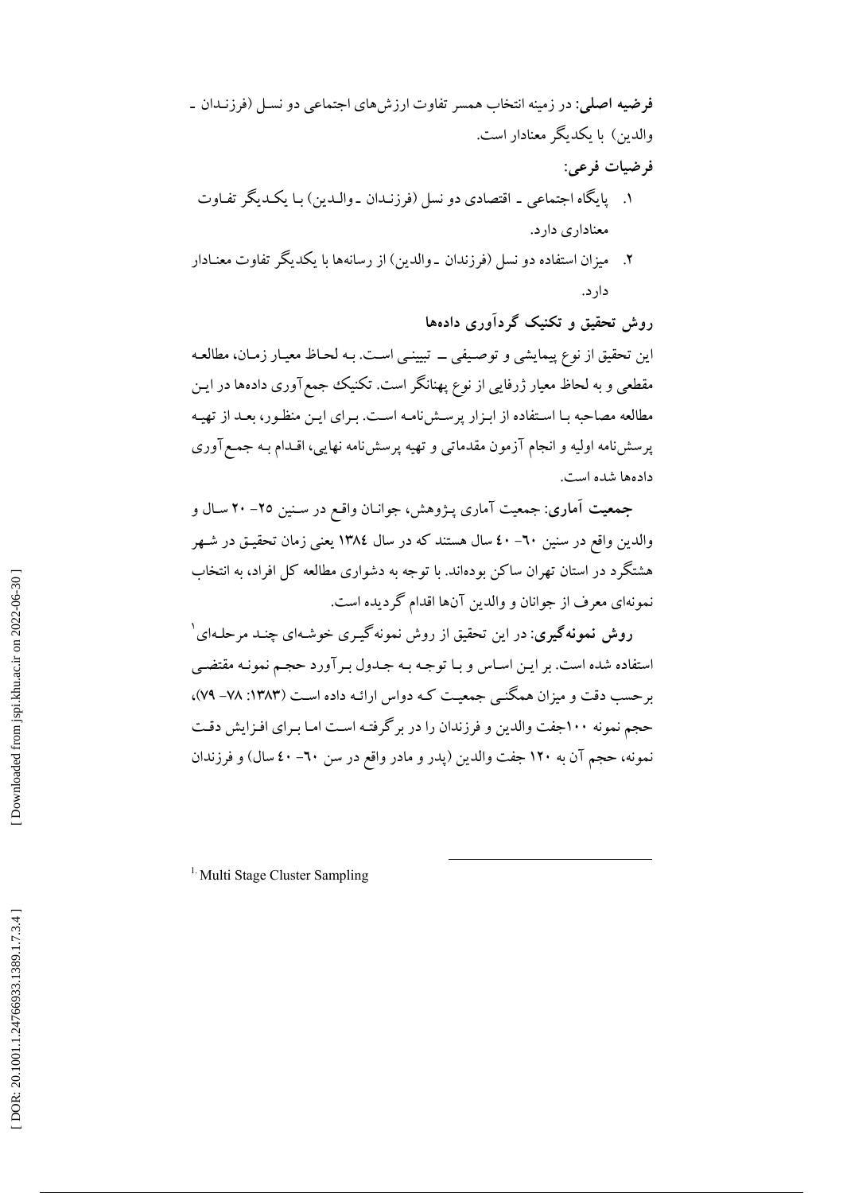**فرضیه اصلی**: در زمینه انتخاب همسر تفاوت ارزش‌های اجتماعی دو نسل (فرزندان ـ والدین) با یکدیگر معنادار است.

**فرضیات فرعی:**

۱. پایگاه اجتماعی ـ اقتصادی دو نسل (فرزندان ـ والدین) با یکدیگر تفاوت معناداری دارد.

۲. میزان استفاده دو نسل (فرزندان ـ والدین) از رسانه‌ها با یکدیگر تفاوت معنادار دارد.

**روش تحقیق و تکنیک گردآوری داده‌ها**

این تحقیق از نوع پیمایشی و توصیفی ــ تبیینی است. به لحاظ معیار زمان، مطالعه مقطعی و به لحاظ معیار ژرفایی از نوع پهنانگر است. تکنیک جمع‌آوری داده‌ها در این مطالعه مصاحبه با استفاده از ابزار پرسش‌نامه است. برای این منظور، بعد از تهیه پرسش‌نامه اولیه و انجام آزمون مقدماتی و تهیه پرسش‌نامه نهایی، اقدام به جمع‌آوری داده‌ها شده است.

**جمعیت آماری**: جمعیت آماری پژوهش، جوانان واقع در سنین ۲۵- ۲۰ سال و والدین واقع در سنین ٦٠- ٤٠ سال هستند که در سال ١٣٨٤ یعنی زمان تحقیق در شهر هشتگرد در استان تهران ساکن بوده‌اند. با توجه به دشواری مطالعه کل افراد، به انتخاب نمونه‌ای معرف از جوانان و والدین آنها اقدام گردیده است.

**روش نمونه‌گیری**: در این تحقیق از روش نمونه‌گیری خوشه‌ای چند مرحله‌ای[1] استفاده شده است. بر این اساس و با توجه به جدول برآورد حجم نمونه مقتضی برحسب دقت و میزان همگنی جمعیت که دواس ارائه داده است (۱۳۸۳: ۷۸- ۷۹)، حجم نمونه ۱۰۰جفت والدین و فرزندان را در برگرفته است اما برای افزایش دقت نمونه، حجم آن به ۱۲۰ جفت والدین (پدر و مادر واقع در سن ٦٠- ٤٠ سال) و فرزندان

---

[1] Multi Stage Cluster Sampling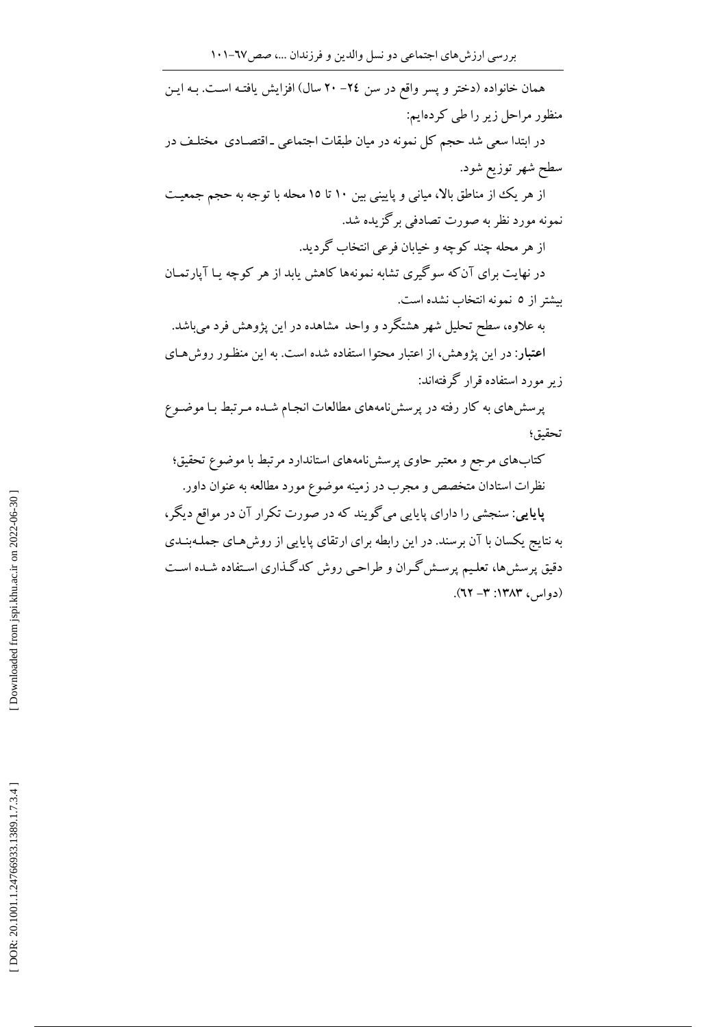همان خانواده (دختر و پسر واقع در سن ۲۴- ۲۰ سال) افزایش یافته است. به این منظور مراحل زیر را طی کرده‌ایم:

در ابتدا سعی شد حجم کل نمونه در میان طبقات اجتماعی ـ اقتصادی مختلف در سطح شهر توزیع شود.

از هر یک از مناطق بالا، میانی و پایینی بین ۱۰ تا ۱۵ محله با توجه به حجم جمعیت نمونه مورد نظر به صورت تصادفی برگزیده شد.

از هر محله چند کوچه و خیابان فرعی انتخاب گردید.

در نهایت برای آن‌که سوگیری تشابه نمونه‌ها کاهش یابد از هر کوچه یا آپارتمان بیشتر از ۵ نمونه انتخاب نشده است.

به علاوه، سطح تحلیل شهر هشتگرد و واحد مشاهده در این پژوهش فرد می‌باشد.

**اعتبار**: در این پژوهش، از اعتبار محتوا استفاده شده است. به این منظور روش‌های زیر مورد استفاده قرار گرفته‌اند:

پرسش‌های به کار رفته در پرسش‌نامه‌های مطالعات انجام شده مرتبط با موضوع تحقیق؛

کتاب‌های مرجع و معتبر حاوی پرسش‌نامه‌های استاندارد مرتبط با موضوع تحقیق؛

نظرات استادان متخصص و مجرب در زمینه موضوع مورد مطالعه به عنوان داور.

**پایایی**: سنجشی را دارای پایایی می‌گویند که در صورت تکرار آن در مواقع دیگر، به نتایج یکسان با آن برسند. در این رابطه برای ارتقای پایایی از روش‌های جمله‌بندی دقیق پرسش‌ها، تعلیم پرسش‌گران و طراحی روش کدگذاری استفاده شده است (دواس، ۱۳۸۳: ۳- ٦۲).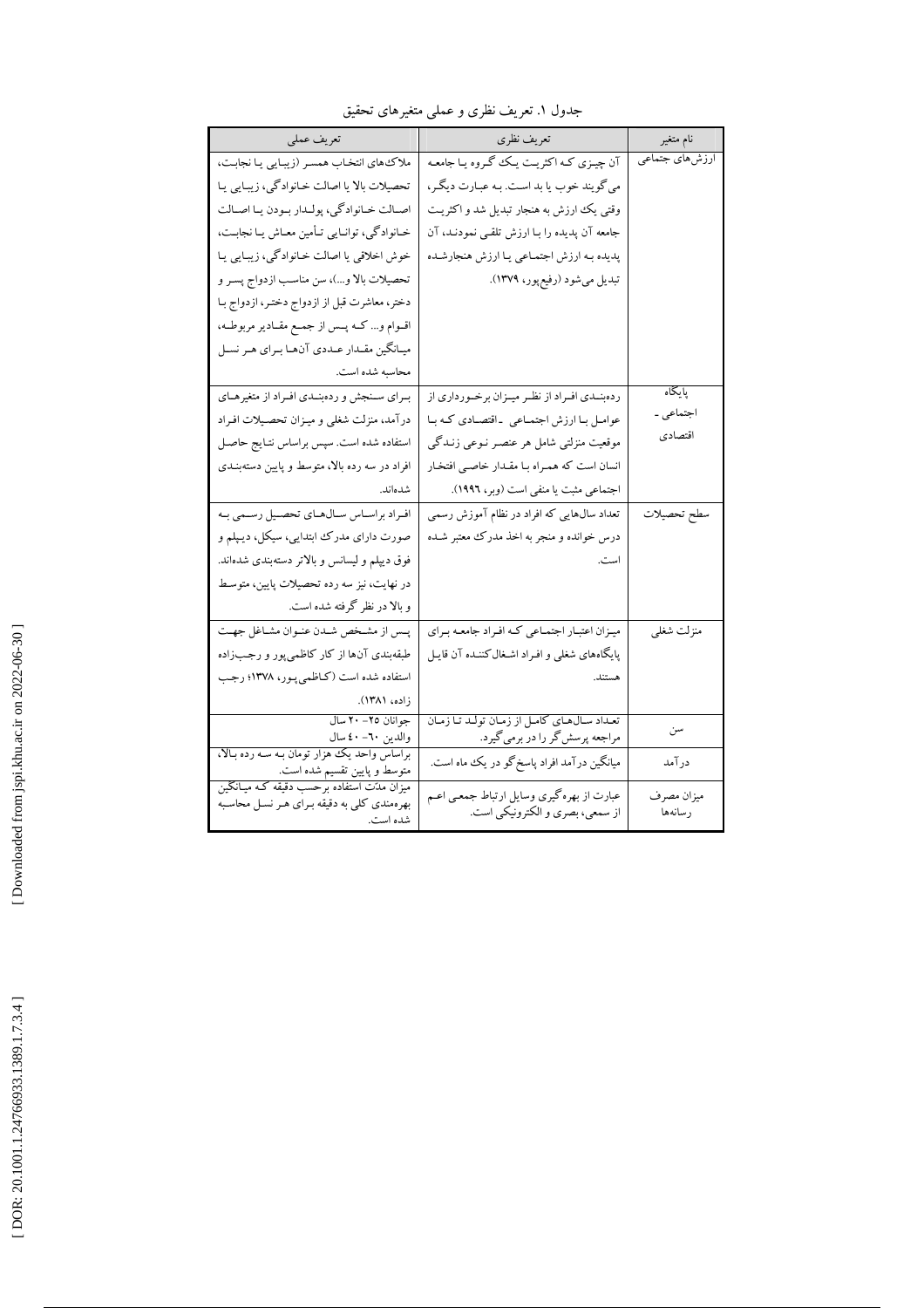جدول ۱. تعریف نظری و عملی متغیرهای تحقیق

| نام متغیر | تعریف نظری | تعریف عملی |
|---|---|---|
| ارزش‌های جتماعی | آن چیزی کـه اکثریـت یـک گـروه یـا جامعـه می‌گویند خوب یا بد است. بـه عبـارت دیگـر، وقتی یک ارزش به هنجار تبدیل شد و اکثریـت جامعه آن پدیده را بـا ارزش تلقـی نمودنـد، آن پدیده بـه ارزش اجتمـاعی یـا ارزش هنجارشـده تبدیل می‌شود (رفیع‌پور، ۱۳۷۹). | ملاک‌های انتخاب همسـر (زیبـایی یـا نجابـت، تحصیلات بالا یا اصالت خـانوادگی، زیبـایی یـا اصـالت خـانوادگی، پولـدار بـودن یـا اصـالت خـانوادگی، توانـایی تـأمین معـاش یـا نجابـت، خوش اخلاقی یا اصالت خـانوادگی، زیبـایی یـا تحصیلات بالا و...)، سن مناسب ازدواج پسـر و دختر، معاشرت قبل از ازدواج دختـر، ازدواج بـا اقـوام و... کـه پـس از جمـع مقـادیر مربوطـه، میـانگین مقـدار عـددی آن‌هـا بـرای هـر نسـل محاسبه شده است. |
| پایگاه اجتماعی - اقتصادی | رده‌بنـدی افـراد از نظـر میـزان برخـورداری از عوامـل بـا ارزش اجتمـاعی ـ اقتصـادی کـه بـا موقعیت منزلتی شامل هر عنصـر نـوعی زنـدگی انسان است که همـراه بـا مقـدار خاصـی افتخـار اجتماعی مثبت یا منفی است (وبر، ۱۹۹۶). | بـرای سـنجش و رده‌بنـدی افـراد از متغیرهـای درآمد، منزلت شغلی و میزان تحصیلات افـراد استفاده شده است. سپس براساس نتـایج حاصـل افراد در سه رده بالا، متوسط و پایین دسته‌بنـدی شده‌اند. |
| سطح تحصیلات | تعداد سال‌هایی که افراد در نظام آموزش رسمی درس خوانده و منجر به اخذ مدرک معتبر شـده است. | افـراد براسـاس سـال‌هـای تحصـیل رسـمی بـه صورت دارای مدرک ابتدایی، سیکل، دیپلم و فوق دیپلم و لیسانس و بالاتر دسته‌بندی شده‌اند. در نهایت، نیز سه رده تحصیلات پایین، متوسط و بالا در نظر گرفته شده است. |
| منزلت شغلی | میـزان اعتبـار اجتمـاعی کـه افـراد جامعـه بـرای پایگاه‌های شغلی و افـراد اشـغال‌کننـده آن قایـل هستند. | پـس از مشـخص شـدن عنـوان مشـاغل جهـت طبقه‌بندی آن‌ها از کار کاظمی‌پور و رجـب‌زاده استفاده شده است (کـاظمی‌پـور، ۱۳۷۸؛ رجـب زاده، ۱۳۸۱). |
| سن | تعـداد سـال‌هـای کامـل از زمـان تولـد تـا زمـان مراجعه پرسش‌گر را در برمی‌گیرد. | جوانان ۲۵- ۲۰ سال<br>والدین ۶۰- ۴۰ سال |
| درآمد | میانگین درآمد افراد پاسخ‌گو در یک ماه است. | براساس واحد یک هزار تومان بـه سـه رده بـالا، متوسط و پایین تقسیم شده است. |
| میزان مصرف رسانه‌ها | عبارت از بهره‌گیری وسایل ارتباط جمعـی اعـم از سمعی، بصری و الکترونیکی است. | میزان مدّت استفاده برحسب دقیقه کـه میـانگین بهره‌مندی کلی به دقیقه بـرای هـر نسـل محاسـبه شده است. |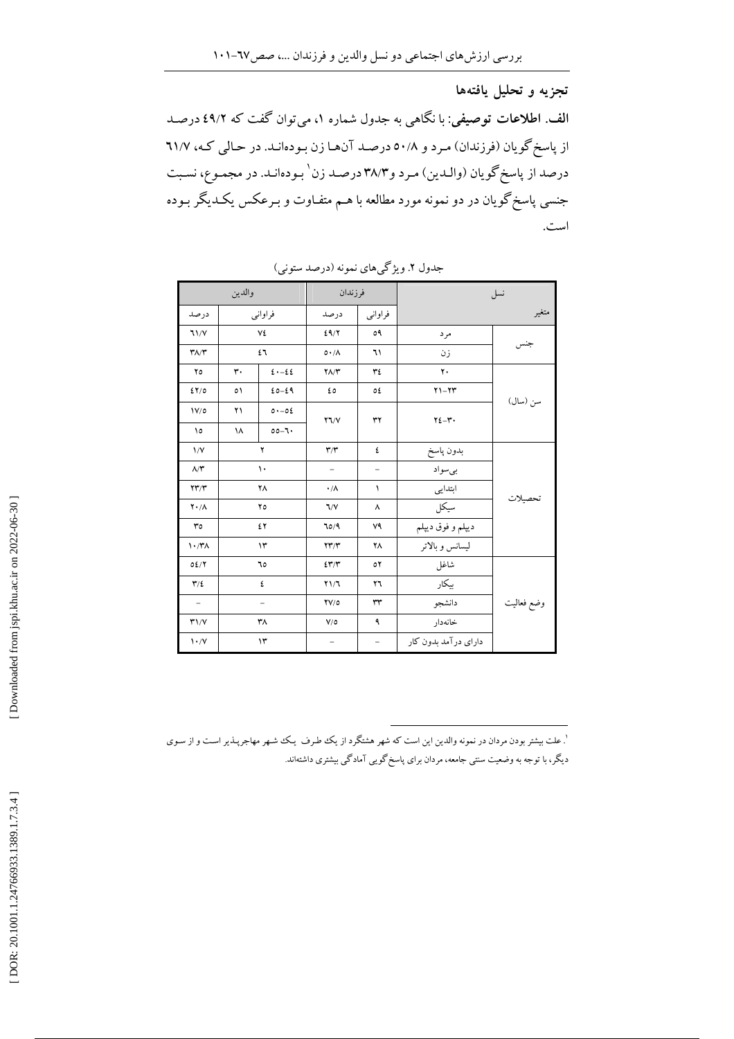## تجزیه و تحلیل یافته‌ها

**الف. اطلاعات توصیفی:** با نگاهی به جدول شماره ۱، می‌توان گفت که ۴۹/۲ درصـد از پاسخ‌گویان (فرزندان) مـرد و ۵۰/۸ درصـد آن‌هـا زن بـوده‌انـد. در حـالی کـه، ۶۱/۷ درصد از پاسخ‌گویان (والـدین) مـرد و ۳۸/۳ درصـد زن[1] بـوده‌انـد. در مجمـوع، نسـبت جنسی پاسخ‌گویان در دو نمونه مورد مطالعه با هـم متفـاوت و بـرعکس یکـدیگر بـوده است.

جدول ۲. ویژگی‌های نمونه (درصد ستونی)

| نسل | | فرزندان | | والدین | | |
|---|---|---|---|---|---|---|
| متغیر | | فراوانی | درصد | فراوانی | | درصد |
| جنس | مرد | ۵۹ | ۴۹/۲ | ۷۴ | | ۶۱/۷ |
| | زن | ۶۱ | ۵۰/۸ | ۴۶ | | ۳۸/۳ |
| سن (سال) | ۲۰ | ۳۴ | ۲۸/۳ | ۴۴-۴۰ | ۳۰ | ۲۵ |
| | ۲۳-۲۱ | ۵۴ | ۴۵ | ۴۹-۴۵ | ۵۱ | ۴۲/۵ |
| | ۳۰-۲۴ | ۳۲ | ۲۶/۷ | ۵۴-۵۰ | ۲۱ | ۱۷/۵ |
| | | | | ۶۰-۵۵ | ۱۸ | ۱۵ |
| تحصیلات | بدون پاسخ | ۴ | ۳/۳ | ۲ | | ۱/۷ |
| | بی‌سواد | – | – | ۱۰ | | ۸/۳ |
| | ابتدایی | ۱ | ۰/۸ | ۲۸ | | ۲۳/۳ |
| | سیکل | ۸ | ۶/۷ | ۲۵ | | ۲۰/۸ |
| | دیپلم و فوق دیپلم | ۷۹ | ۶۵/۹ | ۴۲ | | ۳۵ |
| | لیسانس و بالاتر | ۲۸ | ۲۳/۳ | ۱۳ | | ۱۰/۳۸ |
| وضع فعالیت | شاغل | ۵۲ | ۴۳/۳ | ۶۵ | | ۵۴/۲ |
| | بیکار | ۲۶ | ۲۱/۶ | ۴ | | ۳/۴ |
| | دانشجو | ۳۳ | ۲۷/۵ | – | | – |
| | خانه‌دار | ۹ | ۷/۵ | ۳۸ | | ۳۱/۷ |
| | دارای درآمد بدون کار | – | – | ۱۳ | | ۱۰/۷ |

[1]. علت بیشتر بودن مردان در نمونه والدین این است که شهر هشتگرد از یک طرف یک شهر مهاجرپذیر است و از سوی دیگر، با توجه به وضعیت سنتی جامعه، مردان برای پاسخ‌گویی آمادگی بیشتری داشته‌اند.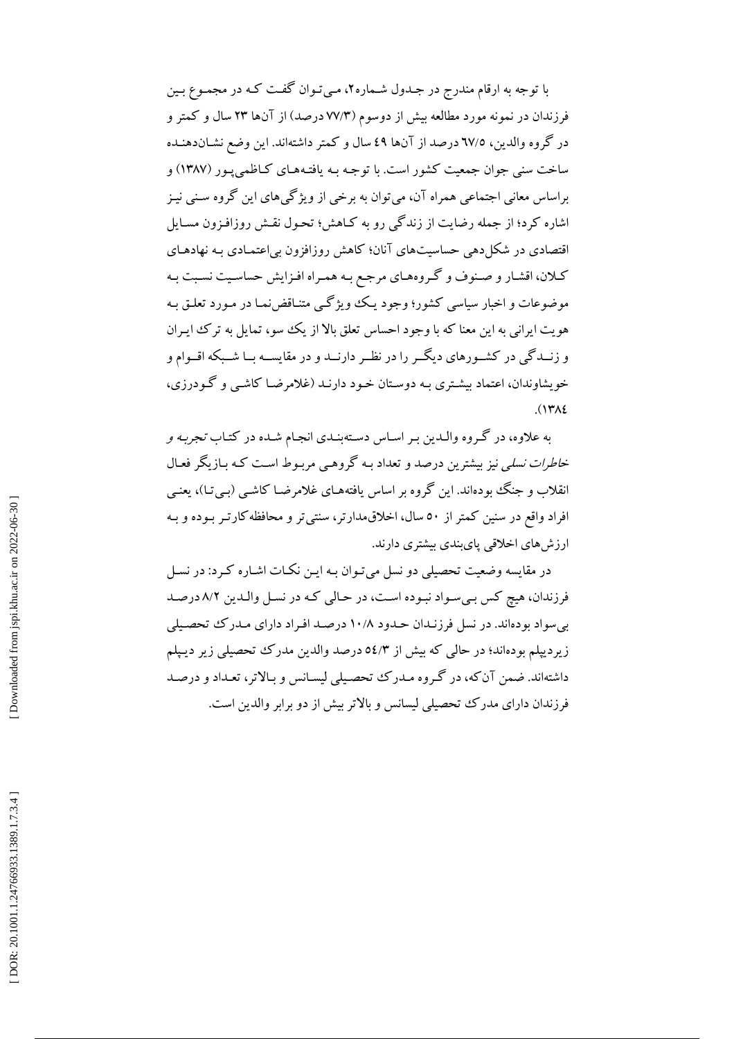با توجه به ارقام مندرج در جدول شماره۲، می‌توان گفت که در مجموع بین فرزندان در نمونه مورد مطالعه بیش از دوسوم (۷۷/۳ درصد) از آنها ۲۳ سال و کمتر و در گروه والدین، ٦٧/٥ درصد از آنها ٤٩ سال و کمتر داشته‌اند. این وضع نشان‌دهنده ساخت سنی جوان جمعیت کشور است. با توجه به یافته‌های کاظمی‌پور (۱۳۸۷) و براساس معانی اجتماعی همراه آن، می‌توان به برخی از ویژگی‌های این گروه سنی نیز اشاره کرد؛ از جمله رضایت از زندگی رو به کاهش؛ تحول نقش روزافزون مسایل اقتصادی در شکل‌دهی حساسیت‌های آنان؛ کاهش روزافزون بی‌اعتمادی به نهادهای کلان، اقشار و صنوف و گروه‌های مرجع به همراه افزایش حساسیت نسبت به موضوعات و اخبار سیاسی کشور؛ وجود یک ویژگی متناقض‌نما در مورد تعلق به هویت ایرانی به این معنا که با وجود احساس تعلق بالا از یک سو، تمایل به ترک ایران و زندگی در کشورهای دیگر را در نظر دارند و در مقایسه با شبکه اقوام و خویشاوندان، اعتماد بیشتری به دوستان خود دارند (غلامرضا کاشی و گودرزی، ۱۳۸٤).

به علاوه، در گروه والدین بر اساس دسته‌بندی انجام شده در کتاب *تجربه و خاطرات نسلی* نیز بیشترین درصد و تعداد به گروهی مربوط است که بازیگر فعال انقلاب و جنگ بوده‌اند. این گروه بر اساس یافته‌های غلامرضا کاشی (بی‌تا)، یعنی افراد واقع در سنین کمتر از ۵۰ سال، اخلاق‌مدارتر، سنتی‌تر و محافظه‌کارتر بوده و به ارزش‌های اخلاقی پای‌بندی بیشتری دارند.

در مقایسه وضعیت تحصیلی دو نسل می‌توان به این نکات اشاره کرد: در نسل فرزندان، هیچ کس بی‌سواد نبوده است، در حالی که در نسل والدین ۸/۲ درصد بی‌سواد بوده‌اند. در نسل فرزندان حدود ۱۰/۸ درصد افراد دارای مدرک تحصیلی زیردیپلم بوده‌اند؛ در حالی که بیش از ٥٤/۳ درصد والدین مدرک تحصیلی زیر دیپلم داشته‌اند. ضمن آن‌که، در گروه مدرک تحصیلی لیسانس و بالاتر، تعداد و درصد فرزندان دارای مدرک تحصیلی لیسانس و بالاتر بیش از دو برابر والدین است.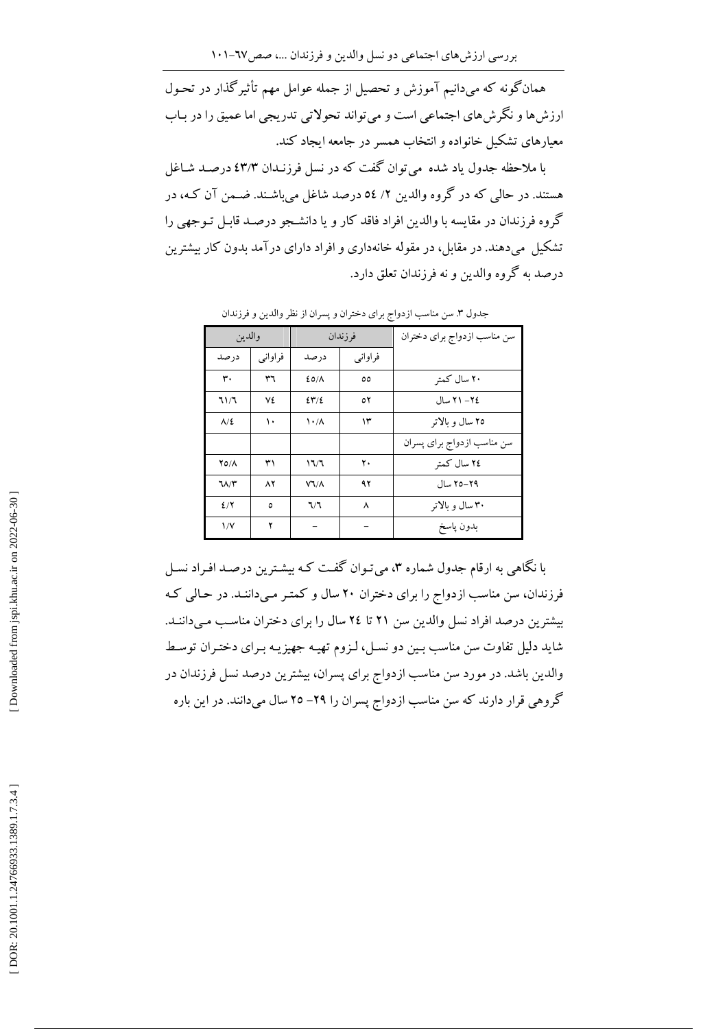همان‌گونه که می‌دانیم آموزش و تحصیل از جمله عوامل مهم تأثیرگذار در تحول ارزش‌ها و نگرش‌های اجتماعی است و می‌تواند تحولاتی تدریجی اما عمیق را در باب معیارهای تشکیل خانواده و انتخاب همسر در جامعه ایجاد کند.

با ملاحظه جدول یاد شده می‌توان گفت که در نسل فرزندان ۴۳/۳ درصد شاغل هستند. در حالی که در گروه والدین ۲/ ۵۴ درصد شاغل می‌باشند. ضمن آن که، در گروه فرزندان در مقایسه با والدین افراد فاقد کار و یا دانشجو درصد قابل توجهی را تشکیل می‌دهند. در مقابل، در مقوله خانه‌داری و افراد دارای درآمد بدون کار بیشترین درصد به گروه والدین و نه فرزندان تعلق دارد.

جدول ۳. سن مناسب ازدواج برای دختران و پسران از نظر والدین و فرزندان

| سن مناسب ازدواج برای دختران | فرزندان | | والدین | |
|---|---|---|---|---|
| | فراوانی | درصد | فراوانی | درصد |
| ۲۰ سال کمتر | ۵۵ | ۴۵/۸ | ۳۶ | ۳۰ |
| ۲۴-۲۱ سال | ۵۲ | ۴۳/۴ | ۷۴ | ۶۱/۶ |
| ۲۵ سال و بالاتر | ۱۳ | ۱۰/۸ | ۱۰ | ۸/۴ |
| سن مناسب ازدواج برای پسران | | | | |
| ۲۴ سال کمتر | ۲۰ | ۱۶/۶ | ۳۱ | ۲۵/۸ |
| ۲۹-۲۵ سال | ۹۲ | ۷۶/۸ | ۸۲ | ۶۸/۳ |
| ۳۰ سال و بالاتر | ۸ | ۶/۶ | ۵ | ۴/۲ |
| بدون پاسخ | - | - | ۲ | ۱/۷ |

با نگاهی به ارقام جدول شماره ۳، می‌توان گفت که بیشترین درصد افراد نسل فرزندان، سن مناسب ازدواج را برای دختران ۲۰ سال و کمتر می‌دانند. در حالی که بیشترین درصد افراد نسل والدین سن ۲۱ تا ۲۴ سال را برای دختران مناسب می‌دانند. شاید دلیل تفاوت سن مناسب بین دو نسل، لزوم تهیه جهیزیه برای دختران توسط والدین باشد. در مورد سن مناسب ازدواج برای پسران، بیشترین درصد نسل فرزندان در گروهی قرار دارند که سن مناسب ازدواج پسران را ۲۹- ۲۵ سال می‌دانند. در این باره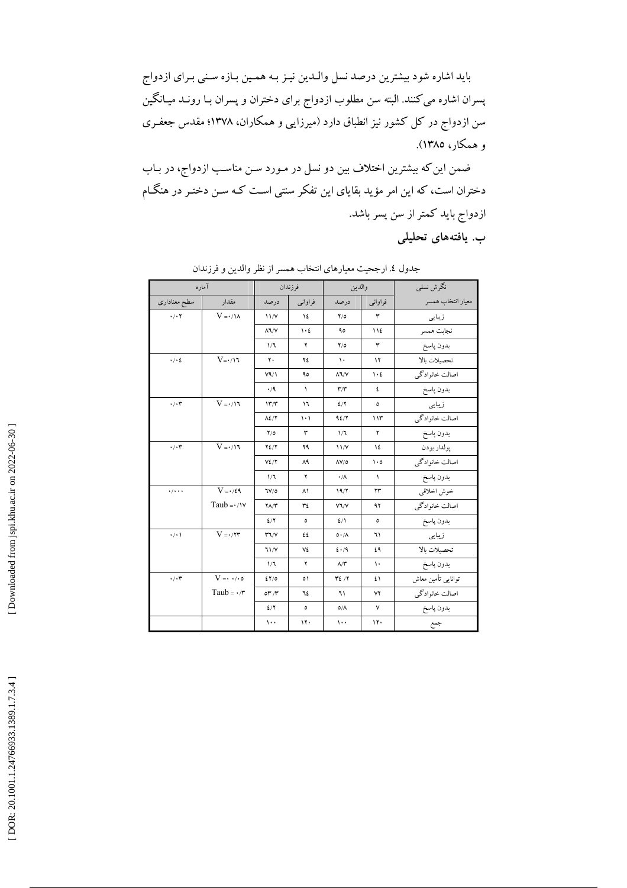باید اشاره شود بیشترین درصد نسل والـدین نیـز بـه همـین بـازه سـنی بـرای ازدواج پسران اشاره می‌کنند. البته سن مطلوب ازدواج برای دختران و پسران بـا رونـد میـانگین سن ازدواج در کل کشور نیز انطباق دارد (میرزایی و همکاران، ۱۳۷۸؛ مقدس جعفـری و همکار، ۱۳۸۵).

ضمن این‌که بیشترین اختلاف بین دو نسل در مـورد سـن مناسـب ازدواج، در بـاب دختران است، که این امر مؤید بقایای این تفکر سنتی اسـت کـه سـن دختـر در هنگـام ازدواج باید کمتر از سن پسر باشد.

## ب. یافته‌های تحلیلی

جدول ٤. ارجحیت معیارهای انتخاب همسر از نظر والدین و فرزندان

| نگرش نسلی | والدین | | فرزندان | | آماره | |
|---|---|---|---|---|---|---|
| معیار انتخاب همسر | فراوانی | درصد | فراوانی | درصد | مقدار | سطح معناداری |
| زیبایی | ۳ | ۲/۵ | ۱٤ | ۱۱/۷ | V =۰/۱۸ | ۰/۰۲ |
| نجابت همسر | ۱۱٤ | ۹۵ | ۱۰٤ | ۸٦/۷ | | |
| بدون پاسخ | ۳ | ۲/۵ | ۲ | ۱/٦ | | |
| تحصیلات بالا | ۱۲ | ۱۰ | ۲٤ | ۲۰ | V=۰/۱٦ | ۰/۰٤ |
| اصالت خانوادگی | ۱۰٤ | ۸٦/۷ | ۹۵ | ۷۹/۱ | | |
| بدون پاسخ | ٤ | ۳/۳ | ۱ | ۰/۹ | | |
| زیبایی | ٥ | ٤/۲ | ۱٦ | ۱۳/۳ | V =۰/۱٦ | ۰/۰۳ |
| اصالت خانوادگی | ۱۱۳ | ۹٤/۲ | ۱۰۱ | ۸٤/۲ | | |
| بدون پاسخ | ۲ | ۱/٦ | ۳ | ۲/٥ | | |
| پولدار بودن | ۱٤ | ۱۱/۷ | ۲۹ | ۲٤/۲ | V =۰/۱٦ | ۰/۰۳ |
| اصالت خانوادگی | ۱۰٥ | ۸۷/٥ | ۸۹ | ۷٤/۲ | | |
| بدون پاسخ | ۱ | ۰/۸ | ۲ | ۱/٦ | | |
| خوش اخلاقی | ۲۳ | ۱۹/۲ | ۸۱ | ٦۷/٥ | V =۰/٤۹<br>Taub =۰/۱۷ | ۰/۰۰۰ |
| اصالت خانوادگی | ۹۲ | ۷٦/۷ | ۳٤ | ۲۸/۳ | | |
| بدون پاسخ | ٥ | ٤/۱ | ٥ | ٤/۲ | | |
| زیبایی | ٦۱ | ٥۰/۸ | ٤٤ | ۳٦/۷ | V =۰/۲۳ | ۰/۰۱ |
| تحصیلات بالا | ٤۹ | ٤۰/۹ | ۷٤ | ٦۱/۷ | | |
| بدون پاسخ | ۱۰ | ۸/۳ | ۲ | ۱/٦ | | |
| توانایی تأمین معاش | ٤۱ | ۳٤/۲ | ٥۱ | ٤۲/٥ | V =۰/۰٥<br>Taub = ۰/۳ | ۰/۰۳ |
| اصالت خانوادگی | ۷۲ | ٦۱ | ٦٤ | ٥۳/۳ | | |
| بدون پاسخ | ۷ | ٥/۸ | ٥ | ٤/۲ | | |
| جمع | ۱۲۰ | ۱۰۰ | ۱۲۰ | ۱۰۰ | | |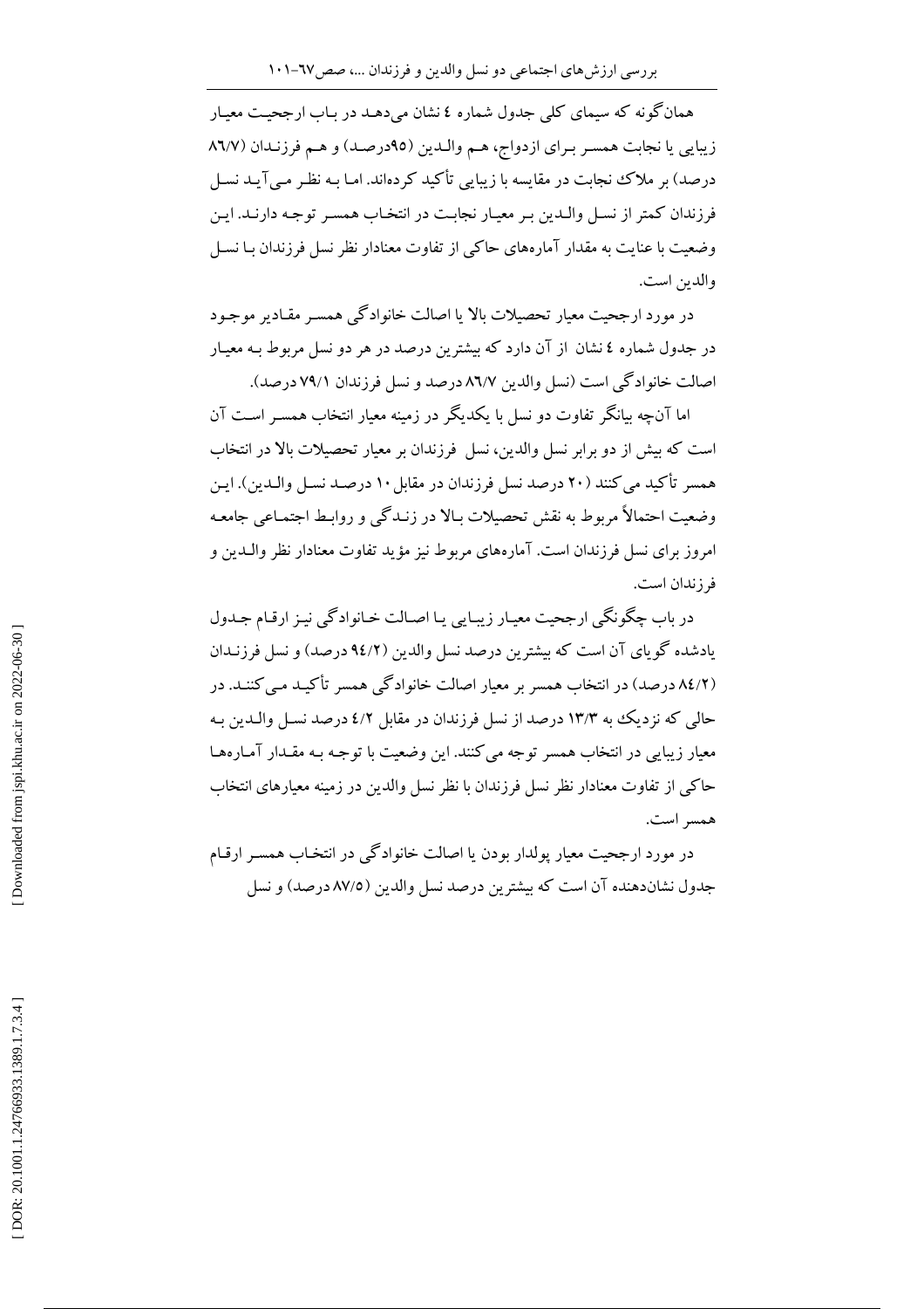همان‌گونه که سیمای کلی جدول شماره ٤ نشان می‌دهد در باب ارجحیت معیار زیبایی یا نجابت همسر برای ازدواج، هم والدین (۹۵درصد) و هم فرزندان (٨٦/٧ درصد) بر ملاک نجابت در مقایسه با زیبایی تأکید کرده‌اند. اما به نظر می‌آید نسل فرزندان کمتر از نسل والدین بر معیار نجابت در انتخاب همسر توجه دارند. این وضعیت با عنایت به مقدار آماره‌های حاکی از تفاوت معنادار نظر نسل فرزندان با نسل والدین است.

در مورد ارجحیت معیار تحصیلات بالا یا اصالت خانوادگی همسر مقادیر موجود در جدول شماره ٤ نشان از آن دارد که بیشترین درصد در هر دو نسل مربوط به معیار اصالت خانوادگی است (نسل والدین ٨٦/٧ درصد و نسل فرزندان ٧٩/١ درصد).

اما آن‌چه بیانگر تفاوت دو نسل با یکدیگر در زمینه معیار انتخاب همسر است آن است که بیش از دو برابر نسل والدین، نسل فرزندان بر معیار تحصیلات بالا در انتخاب همسر تأکید می‌کنند (٢٠ درصد نسل فرزندان در مقابل ١٠ درصد نسل والدین). این وضعیت احتمالاً مربوط به نقش تحصیلات بالا در زندگی و روابط اجتماعی جامعه امروز برای نسل فرزندان است. آماره‌های مربوط نیز مؤید تفاوت معنادار نظر والدین و فرزندان است.

در باب چگونگی ارجحیت معیار زیبایی یا اصالت خانوادگی نیز ارقام جدول یادشده گویای آن است که بیشترین درصد نسل والدین (٩٤/٢ درصد) و نسل فرزندان (٨٤/٢ درصد) در انتخاب همسر بر معیار اصالت خانوادگی همسر تأکید می‌کنند. در حالی که نزدیک به ١٣/٣ درصد از نسل فرزندان در مقابل ٤/٢ درصد نسل والدین به معیار زیبایی در انتخاب همسر توجه می‌کنند. این وضعیت با توجه به مقدار آماره‌ها حاکی از تفاوت معنادار نظر نسل فرزندان با نظر نسل والدین در زمینه معیارهای انتخاب همسر است.

در مورد ارجحیت معیار پولدار بودن یا اصالت خانوادگی در انتخاب همسر ارقام جدول نشان‌دهنده آن است که بیشترین درصد نسل والدین (٨٧/٥ درصد) و نسل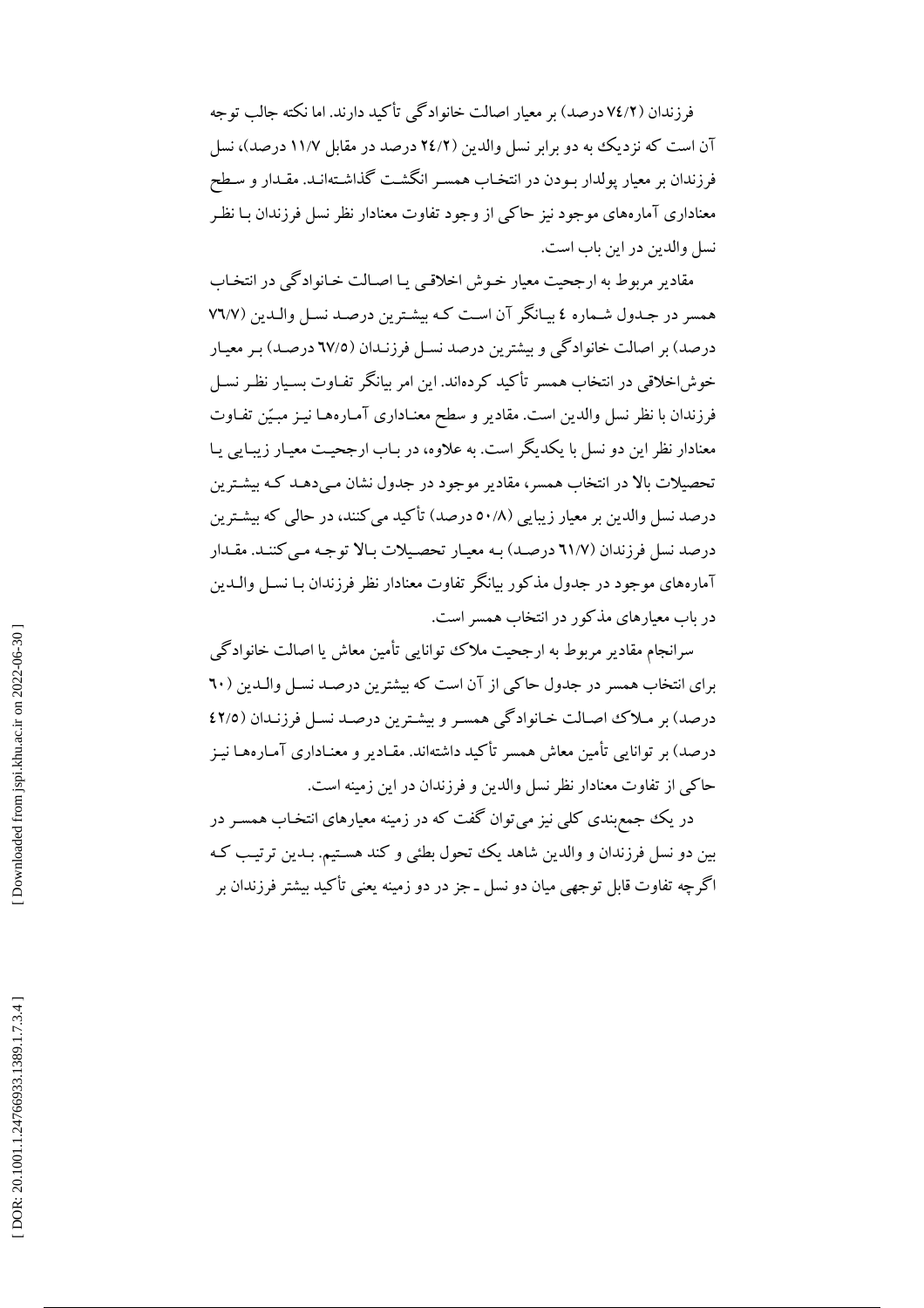فرزندان (۷٤/۲ درصد) بر معیار اصالت خانوادگی تأکید دارند. اما نکته جالب توجه آن است که نزدیک به دو برابر نسل والدین (۲٤/۲ درصد در مقابل ۱۱/۷ درصد)، نسل فرزندان بر معیار پولدار بودن در انتخاب همسر انگشت گذاشته‌اند. مقدار و سطح معناداری آماره‌های موجود نیز حاکی از وجود تفاوت معنادار نظر نسل فرزندان با نظر نسل والدین در این باب است.

مقادیر مربوط به ارجحیت معیار خوش اخلاقی یا اصالت خانوادگی در انتخاب همسر در جدول شماره ٤ بیانگر آن است که بیشترین درصد نسل والدین (۷٦/۷ درصد) بر اصالت خانوادگی و بیشترین درصد نسل فرزندان (٦۷/٥ درصد) بر معیار خوش‌اخلاقی در انتخاب همسر تأکید کرده‌اند. این امر بیانگر تفاوت بسیار نظر نسل فرزندان با نظر نسل والدین است. مقادیر و سطح معناداری آماره‌ها نیز مبیّن تفاوت معنادار نظر این دو نسل با یکدیگر است. به علاوه، در باب ارجحیت معیار زیبایی یا تحصیلات بالا در انتخاب همسر، مقادیر موجود در جدول نشان می‌دهد که بیشترین درصد نسل والدین بر معیار زیبایی (٥۰/۸ درصد) تأکید می‌کنند، در حالی که بیشترین درصد نسل فرزندان (٦۱/۷ درصد) به معیار تحصیلات بالا توجه می‌کنند. مقدار آماره‌های موجود در جدول مذکور بیانگر تفاوت معنادار نظر فرزندان با نسل والدین در باب معیارهای مذکور در انتخاب همسر است.

سرانجام مقادیر مربوط به ارجحیت ملاک توانایی تأمین معاش یا اصالت خانوادگی برای انتخاب همسر در جدول حاکی از آن است که بیشترین درصد نسل والدین (٦۰ درصد) بر ملاک اصالت خانوادگی همسر و بیشترین درصد نسل فرزندان (٤۲/٥ درصد) بر توانایی تأمین معاش همسر تأکید داشته‌اند. مقادیر و معناداری آماره‌ها نیز حاکی از تفاوت معنادار نظر نسل والدین و فرزندان در این زمینه است.

در یک جمع‌بندی کلی نیز می‌توان گفت که در زمینه معیارهای انتخاب همسر در بین دو نسل فرزندان و والدین شاهد یک تحول بطئی و کند هستیم. بدین ترتیب که اگرچه تفاوت قابل توجهی میان دو نسل ـ جز در دو زمینه یعنی تأکید بیشتر فرزندان بر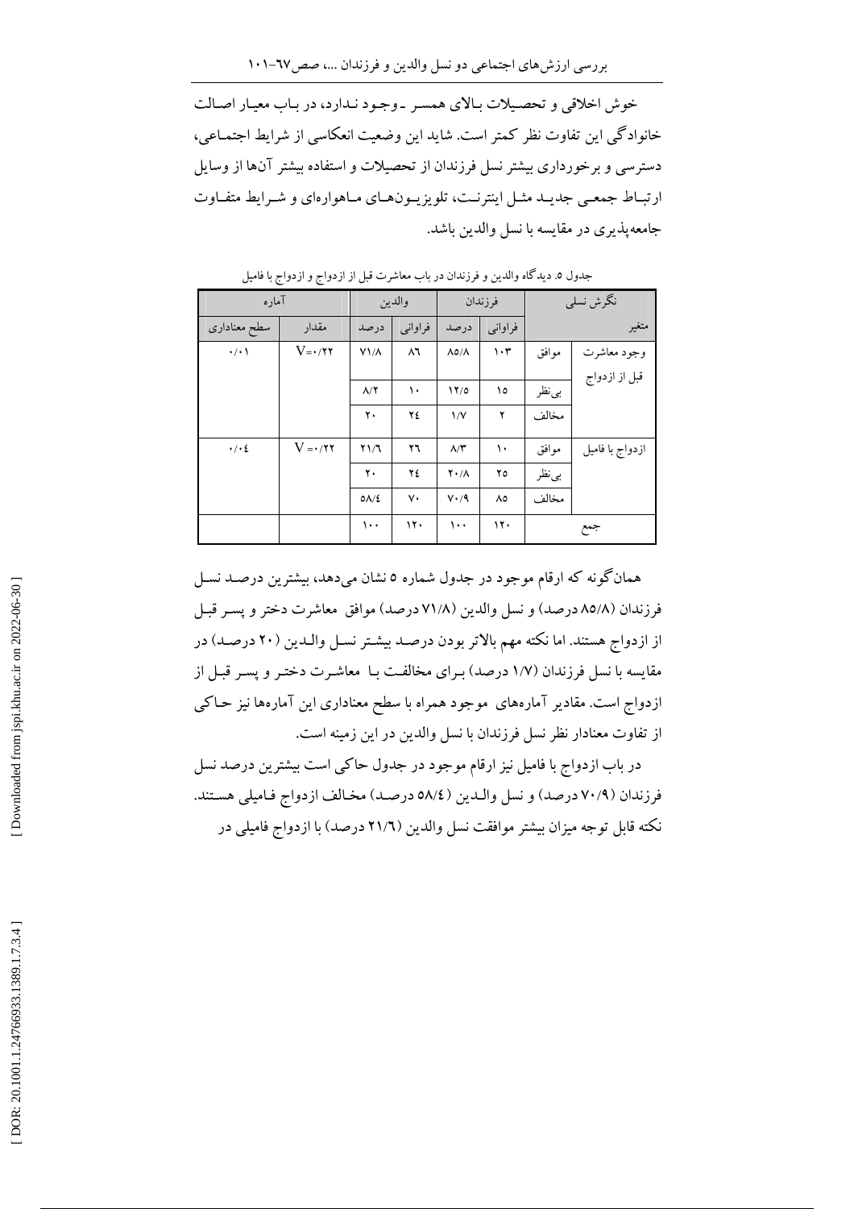خوش اخلاقی و تحصیلات بالای همسر ـ وجود ندارد، در باب معیار اصالت خانوادگی این تفاوت نظر کمتر است. شاید این وضعیت انعکاسی از شرایط اجتماعی، دسترسی و برخورداری بیشتر نسل فرزندان از تحصیلات و استفاده بیشتر آن‌ها از وسایل ارتباط جمعی جدید مثل اینترنت، تلویزیون‌های ماهواره‌ای و شرایط متفاوت جامعه‌پذیری در مقایسه با نسل والدین باشد.

جدول ٥. دیدگاه والدین و فرزندان در باب معاشرت قبل از ازدواج و ازدواج با فامیل

| نگرش نسلی | | فرزندان | | والدین | | آماره | |
|---|---|---|---|---|---|---|---|
| متغیر | | فراوانی | درصد | فراوانی | درصد | مقدار | سطح معناداری |
| وجود معاشرت قبل از ازدواج | موافق | ١٠٣ | ٨٥/٨ | ٨٦ | ٧١/٨ | V=٠/٢٢ | ٠/٠١ |
| | بی‌نظر | ١٥ | ١٢/٥ | ١٠ | ٨/٢ | | |
| | مخالف | ٢ | ١/٧ | ٢٤ | ٢٠ | | |
| ازدواج با فامیل | موافق | ١٠ | ٨/٣ | ٢٦ | ٢١/٦ | V =٠/٢٢ | ٠/٠٤ |
| | بی‌نظر | ٢٥ | ٢٠/٨ | ٢٤ | ٢٠ | | |
| | مخالف | ٨٥ | ٧٠/٩ | ٧٠ | ٥٨/٤ | | |
| جمع | | ١٢٠ | ١٠٠ | ١٢٠ | ١٠٠ | | |

همان‌گونه که ارقام موجود در جدول شماره ٥ نشان می‌دهد، بیشترین درصد نسل فرزندان (٨٥/٨ درصد) و نسل والدین (٧١/٨ درصد) موافق معاشرت دختر و پسر قبل از ازدواج هستند. اما نکته مهم بالاتر بودن درصد بیشتر نسل والدین (٢٠ درصد) در مقایسه با نسل فرزندان (١/٧ درصد) برای مخالفت با معاشرت دختر و پسر قبل از ازدواج است. مقادیر آماره‌های موجود همراه با سطح معناداری این آماره‌ها نیز حاکی از تفاوت معنادار نظر نسل فرزندان با نسل والدین در این زمینه است.

در باب ازدواج با فامیل نیز ارقام موجود در جدول حاکی است بیشترین درصد نسل فرزندان (٧٠/٩ درصد) و نسل والدین (٥٨/٤ درصد) مخالف ازدواج فامیلی هستند. نکته قابل توجه میزان بیشتر موافقت نسل والدین (٢١/٦ درصد) با ازدواج فامیلی در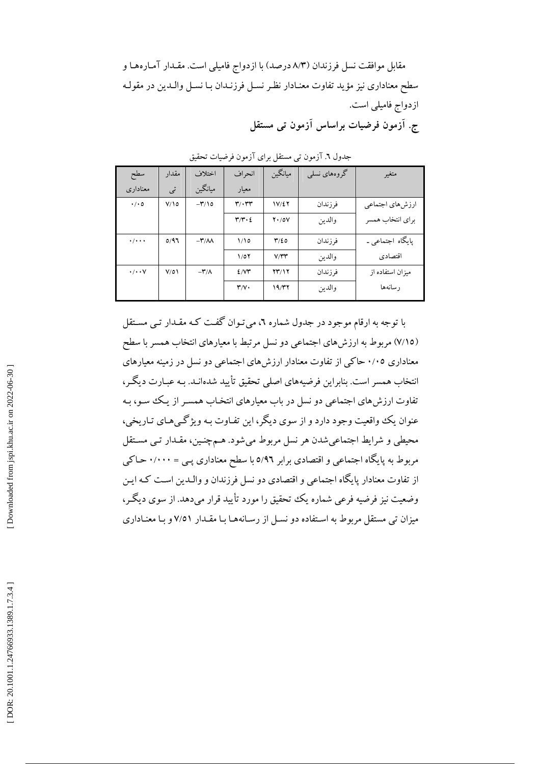مقابل موافقت نسل فرزندان (۸/۳ درصد) با ازدواج فامیلی است. مقـدار آمـاره‌هـا و سطح معناداری نیز مؤید تفاوت معنـادار نظـر نسـل فرزنـدان بـا نسـل والـدین در مقولـه ازدواج فامیلی است.

### ج. آزمون فرضیات براساس آزمون تی مستقل

جدول ٦. آزمون تی مستقل برای آزمون فرضیات تحقیق

| متغیر | گروه‌های نسلی | میانگین | انحراف معیار | اختلاف میانگین | مقدار تی | سطح معناداری |
|---|---|---|---|---|---|---|
| ارزش‌های اجتماعی برای انتخاب همسر | فرزندان | ۱۷/٤۲ | ۳/۰۳۳ | −۳/۱۵ | ۷/۱۵ | ۰/۰۵ |
| | والدین | ۲۰/۵۷ | ۳/۳۰٤ | | | |
| پایگاه اجتماعی ـ اقتصادی | فرزندان | ۳/٤۵ | ۱/۱۵ | −۳/۸۸ | ۵/۹٦ | ۰/۰۰۰ |
| | والدین | ۷/۳۳ | ۱/۵۲ | | | |
| میزان استفاده از رسانه‌ها | فرزندان | ۲۳/۱۲ | ٤/۷۳ | −۳/۸ | ۷/۵۱ | ۰/۰۰۷ |
| | والدین | ۱۹/۳۲ | ۳/۷۰ | | | |

با توجه به ارقام موجود در جدول شماره ٦، می‌تـوان گفـت کـه مقـدار تـی مسـتقل (۷/۱۵) مربوط به ارزش‌های اجتماعی دو نسل مرتبط با معیارهای انتخاب همسر با سطح معناداری ۰/۰۵ حاکی از تفاوت معنادار ارزش‌های اجتماعی دو نسل در زمینه معیارهای انتخاب همسر است. بنابراین فرضیه‌های اصلی تحقیق تأیید شده‌انـد. بـه عبـارت دیگـر، تفاوت ارزش‌های اجتماعی دو نسل در باب معیارهای انتخـاب همسـر از یـک سـو، بـه عنوان یک واقعیت وجود دارد و از سوی دیگر، این تفـاوت بـه ویژگـی‌هـای تـاریخی، محیطی و شرایط اجتماعی‌شدن هر نسل مربوط می‌شود. هـم‌چنـین، مقـدار تـی مسـتقل مربوط به پایگاه اجتماعی و اقتصادی برابر ۵/۹٦ با سطح معناداری پـی = ۰/۰۰۰ حـاکی از تفاوت معنادار پایگاه اجتماعی و اقتصادی دو نسل فرزندان و والـدین اسـت کـه ایـن وضعیت نیز فرضیه فرعی شماره یک تحقیق را مورد تأیید قرار می‌دهد. از سوی دیگـر، میزان تی مستقل مربوط به اسـتفاده دو نسـل از رسـانه‌هـا بـا مقـدار ۷/۵۱ و بـا معنـاداری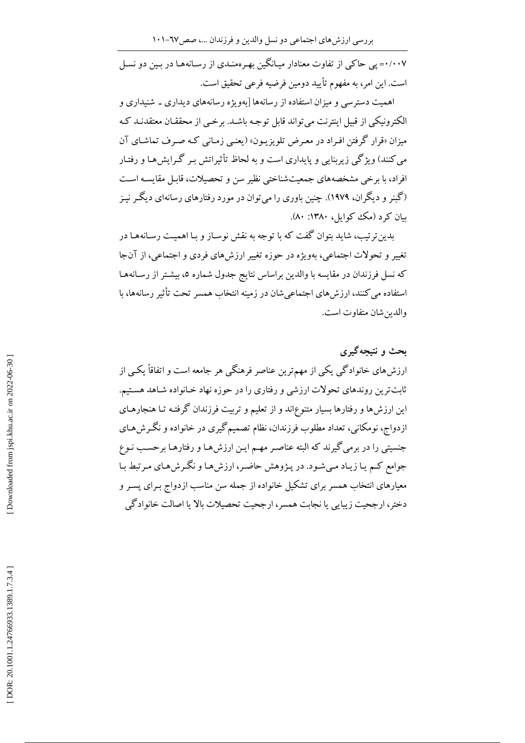۰/۰۰۷= پی حاکی از تفاوت معنادار میانگین بهره‌مندی از رسانه‌ها در بین دو نسل است. این امر، به مفهوم تأیید دومین فرضیه فرعی تحقیق است.

اهمیت دسترسی و میزان استفاده از رسانه‌ها [به‌ویژه رسانه‌های دیداری ـ شنیداری و الکترونیکی از قبیل اینترنت می‌تواند قابل توجه باشد. برخی از محققان معتقدند که میزان «قرار گرفتن افراد در معرض تلویزیون» (یعنی زمانی که صرف تماشای آن می‌کنند) ویژگی زیربنایی و پایداری است و به لحاظ تأثیراتش بر گرایش‌ها و رفتار افراد، با برخی مشخصه‌های جمعیت‌شناختی نظیر سن و تحصیلات، قابل مقایسه است (گبنر و دیگران، ۱۹۷۹). چنین باوری را می‌توان در مورد رفتارهای رسانه‌ای دیگر نیز بیان کرد (مک کوایل، ۱۳۸۰: ۸۰).

بدین‌ترتیب، شاید بتوان گفت که با توجه به نقش نوساز و با اهمیت رسانه‌ها در تغییر و تحولات اجتماعی، به‌ویژه در حوزه تغییر ارزش‌های فردی و اجتماعی، از آن‌جا که نسل فرزندان در مقایسه با والدین براساس نتایج جدول شماره ۵، بیشتر از رسانه‌ها استفاده می‌کنند، ارزش‌های اجتماعی‌شان در زمینه انتخاب همسر تحت تأثیر رسانه‌ها، با والدین‌شان متفاوت است.

## بحث و نتیجه‌گیری

ارزش‌های خانوادگی یکی از مهم‌ترین عناصر فرهنگی هر جامعه است و اتفاقاً یکی از ثابت‌ترین روندهای تحولات ارزشی و رفتاری را در حوزه نهاد خانواده شاهد هستیم. این ارزش‌ها و رفتارها بسیار متنوع‌اند و از تعلیم و تربیت فرزندان گرفته تا هنجارهای ازدواج، نومکانی، تعداد مطلوب فرزندان، نظام تصمیم‌گیری در خانواده و نگرش‌های جنسیتی را در برمی‌گیرند که البته عناصر مهم این ارزش‌ها و رفتارها برحسب نوع جوامع کم یا زیاد می‌شود. در پژوهش حاضر، ارزش‌ها و نگرش‌های مرتبط با معیارهای انتخاب همسر برای تشکیل خانواده از جمله سن مناسب ازدواج برای پسر و دختر، ارجحیت زیبایی یا نجابت همسر، ارجحیت تحصیلات بالا یا اصالت خانوادگی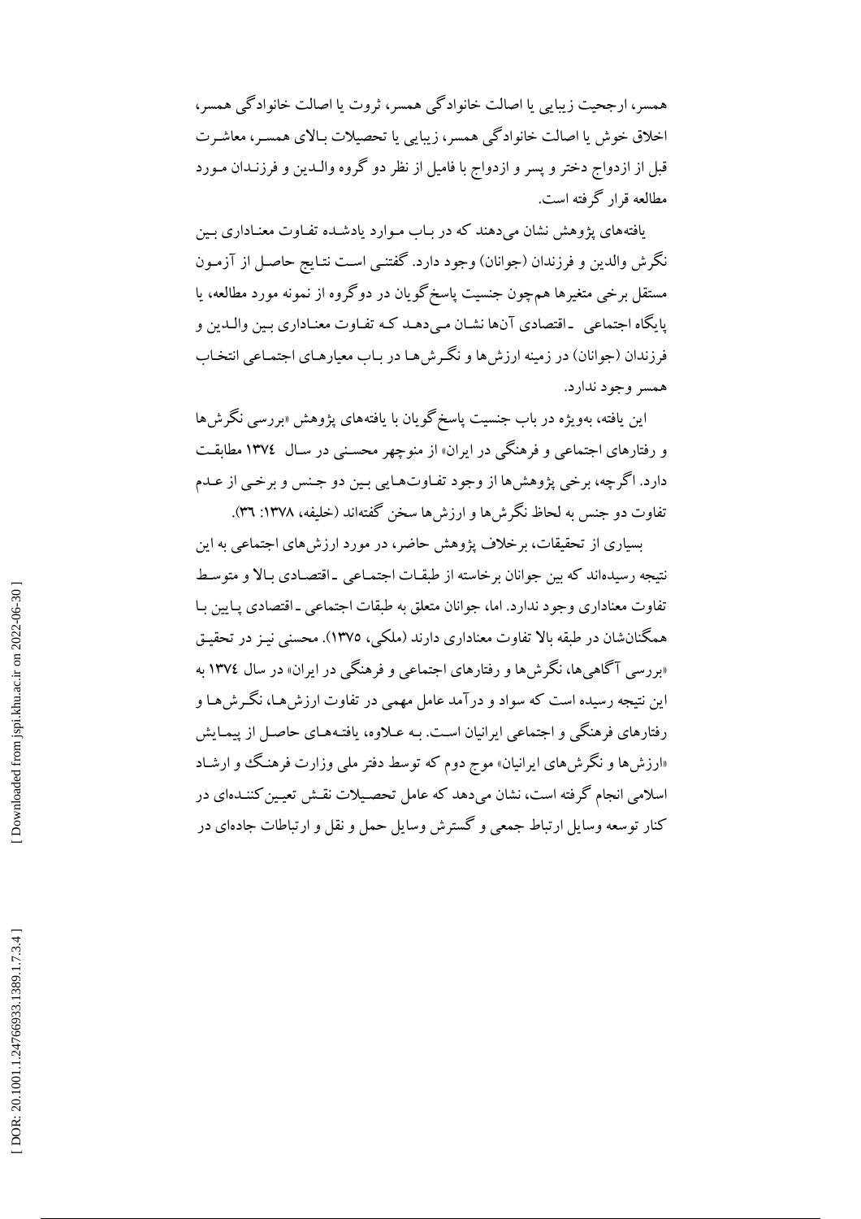همسر، ارجحیت زیبایی یا اصالت خانوادگی همسر، ثروت یا اصالت خانوادگی همسر، اخلاق خوش یا اصالت خانوادگی همسر، زیبایی یا تحصیلات بالای همسر، معاشرت قبل از ازدواج دختر و پسر و ازدواج با فامیل از نظر دو گروه والدین و فرزندان مورد مطالعه قرار گرفته است.

یافته‌های پژوهش نشان می‌دهند که در باب موارد یادشده تفاوت معناداری بین نگرش والدین و فرزندان (جوانان) وجود دارد. گفتنی است نتایج حاصل از آزمون مستقل برخی متغیرها هم‌چون جنسیت پاسخ‌گویان در دوگروه از نمونه مورد مطالعه، یا پایگاه اجتماعی ـ اقتصادی آن‌ها نشان می‌دهد که تفاوت معناداری بین والدین و فرزندان (جوانان) در زمینه ارزش‌ها و نگرش‌ها در باب معیارهای اجتماعی انتخاب همسر وجود ندارد.

این یافته، به‌ویژه در باب جنسیت پاسخ‌گویان با یافته‌های پژوهش «بررسی نگرش‌ها و رفتارهای اجتماعی و فرهنگی در ایران» از منوچهر محسنی در سال ۱۳۷٤ مطابقت دارد. اگرچه، برخی پژوهش‌ها از وجود تفاوت‌هایی بین دو جنس و برخی از عدم تفاوت دو جنس به لحاظ نگرش‌ها و ارزش‌ها سخن گفته‌اند (خلیفه، ۱۳۷۸: ۳۶).

بسیاری از تحقیقات، برخلاف پژوهش حاضر، در مورد ارزش‌های اجتماعی به این نتیجه رسیده‌اند که بین جوانان برخاسته از طبقات اجتماعی ـ اقتصادی بالا و متوسط تفاوت معناداری وجود ندارد. اما، جوانان متعلق به طبقات اجتماعی ـ اقتصادی پایین با همگنان‌شان در طبقه بالا تفاوت معناداری دارند (ملکی، ۱۳۷۵). محسنی نیز در تحقیق «بررسی آگاهی‌ها، نگرش‌ها و رفتارهای اجتماعی و فرهنگی در ایران» در سال ۱۳۷٤ به این نتیجه رسیده است که سواد و درآمد عامل مهمی در تفاوت ارزش‌ها، نگرش‌ها و رفتارهای فرهنگی و اجتماعی ایرانیان است. به علاوه، یافته‌های حاصل از پیمایش «ارزش‌ها و نگرش‌های ایرانیان» موج دوم که توسط دفتر ملی وزارت فرهنگ و ارشاد اسلامی انجام گرفته است، نشان می‌دهد که عامل تحصیلات نقش تعیین‌کننده‌ای در کنار توسعه وسایل ارتباط جمعی و گسترش وسایل حمل و نقل و ارتباطات جاده‌ای در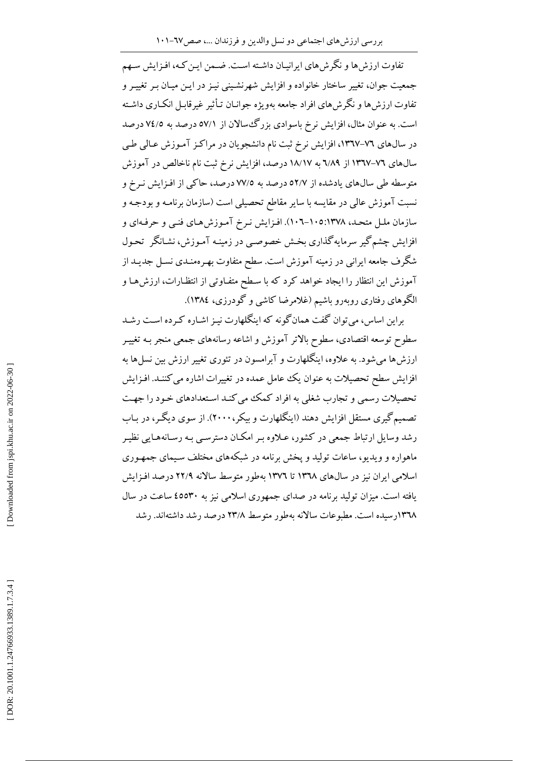تفاوت ارزش‌ها و نگرش‌های ایرانیان داشته است. ضمن این‌که، افزایش سهم جمعیت جوان، تغییر ساختار خانواده و افزایش شهرنشینی نیز در این میان بر تغییر و تفاوت ارزش‌ها و نگرش‌های افراد جامعه به‌ویژه جوانان تأثیر غیرقابل انکاری داشته است. به عنوان مثال، افزایش نرخ باسوادی بزرگ‌سالان از ۵۷/۱ درصد به ۷۴/۵ درصد در سال‌های ۷۶–۱۳۶۷، افزایش نرخ ثبت نام دانشجویان در مراکز آموزش عالی طی سال‌های ۷۶–۱۳۶۷ از ۶/۸۹ به ۱۸/۱۷ درصد، افزایش نرخ ثبت نام ناخالص در آموزش متوسطه طی سال‌های یادشده از ۵۲/۷ درصد به ۷۷/۵ درصد، حاکی از افزایش نرخ و نسبت آموزش عالی در مقایسه با سایر مقاطع تحصیلی است (سازمان برنامه و بودجه و سازمان ملل متحد، ۱۳۷۸:۱۰۵–۱۰۶). افزایش نرخ آموزش‌های فنی و حرفه‌ای و افزایش چشم‌گیر سرمایه‌گذاری بخش خصوصی در زمینه آموزش، نشانگر تحول شگرف جامعه ایرانی در زمینه آموزش است. سطح متفاوت بهره‌مندی نسل جدید از آموزش این انتظار را ایجاد خواهد کرد که با سطح متفاوتی از انتظارات، ارزش‌ها و الگوهای رفتاری روبه‌رو باشیم (غلامرضا کاشی و گودرزی، ۱۳۸۴).

براین اساس، می‌توان گفت همان‌گونه که اینگلهارت نیز اشاره کرده است رشد سطوح توسعه اقتصادی، سطوح بالاتر آموزش و اشاعه رسانه‌های جمعی منجر به تغییر ارزش‌ها می‌شود. به علاوه، اینگلهارت و آبرامسون در تئوری تغییر ارزش بین نسل‌ها به افزایش سطح تحصیلات به عنوان یک عامل عمده در تغییرات اشاره می‌کنند. افزایش تحصیلات رسمی و تجارب شغلی به افراد کمک می‌کند استعدادهای خود را جهت تصمیم‌گیری مستقل افزایش دهند (اینگلهارت و بیکر، ۲۰۰۰). از سوی دیگر، در باب رشد وسایل ارتباط جمعی در کشور، علاوه بر امکان دسترسی به رسانه‌هایی نظیر ماهواره و ویدیو، ساعات تولید و پخش برنامه در شبکه‌های مختلف سیمای جمهوری اسلامی ایران نیز در سال‌های ۱۳۶۸ تا ۱۳۷۶ به‌طور متوسط سالانه ۲۲/۹ درصد افزایش یافته است. میزان تولید برنامه در صدای جمهوری اسلامی نیز به ۴۵۵۳۰ ساعت در سال ۱۳۶۸رسیده است. مطبوعات سالانه به‌طور متوسط ۲۳/۸ درصد رشد داشته‌اند. رشد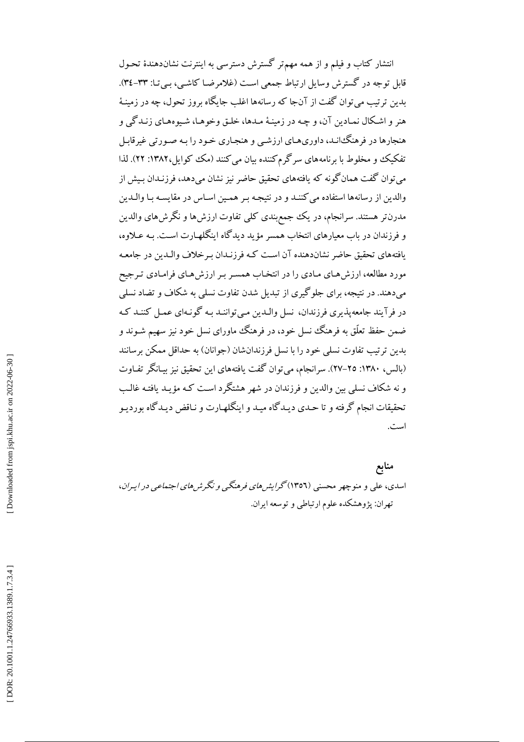انتشار کتاب و فیلم و از همه مهم‌تر گسترش دسترسی به اینترنت نشان‌دهندهٔ تحول قابل توجه در گسترش وسایل ارتباط جمعی است (غلامرضا کاشی، بی‌تا: ۳۳–۳٤). بدین ترتیب می‌توان گفت از آن‌جا که رسانه‌ها اغلب جایگاه بروز تحول، چه در زمینهٔ هنر و اشکال نمادین آن، و چه در زمینهٔ مدها، خلق وخوها، شیوه‌های زندگی و هنجارها در فرهنگ‌اند، داوری‌های ارزشی و هنجاری خود را به صورتی غیرقابل تفکیک و مخلوط با برنامه‌های سرگرم‌کننده بیان می‌کنند (مک کوایل،۱۳۸۲: ۲۲). لذا می‌توان گفت همان‌گونه که یافته‌های تحقیق حاضر نیز نشان می‌دهد، فرزندان بیش از والدین از رسانه‌ها استفاده می‌کنند و در نتیجه بر همین اساس در مقایسه با والدین مدرن‌تر هستند. سرانجام، در یک جمع‌بندی کلی تفاوت ارزش‌ها و نگرش‌های والدین و فرزندان در باب معیارهای انتخاب همسر مؤید دیدگاه اینگلهارت است. به علاوه، یافته‌های تحقیق حاضر نشان‌دهنده آن است که فرزندان برخلاف والدین در جامعه مورد مطالعه، ارزش‌های مادی را در انتخاب همسر بر ارزش‌های فرامادی ترجیح می‌دهند. در نتیجه، برای جلوگیری از تبدیل شدن تفاوت نسلی به شکاف و تضاد نسلی در فرآیند جامعه‌پذیری فرزندان، نسل والدین می‌توانند به گونه‌ای عمل کنند که ضمن حفظ تعلّق به فرهنگ نسل خود، در فرهنگ ماورای نسل خود نیز سهیم شوند و بدین ترتیب تفاوت نسلی خود را با نسل فرزندان‌شان (جوانان) به حداقل ممکن برسانند (بالس، ۱۳۸۰: ۲۵–۲۷). سرانجام، می‌توان گفت یافته‌های این تحقیق نیز بیانگر تفاوت و نه شکاف نسلی بین والدین و فرزندان در شهر هشتگرد است که مؤید یافته غالب تحقیقات انجام گرفته و تا حدی دیدگاه مید و اینگلهارت و ناقض دیدگاه بوردیو است.

## منابع

اسدی، علی و منوچهر محسنی (۱۳٥٦) *گرایش‌های فرهنگی و نگرش‌های اجتماعی در ایران*، تهران: پژوهشکده علوم ارتباطی و توسعه ایران.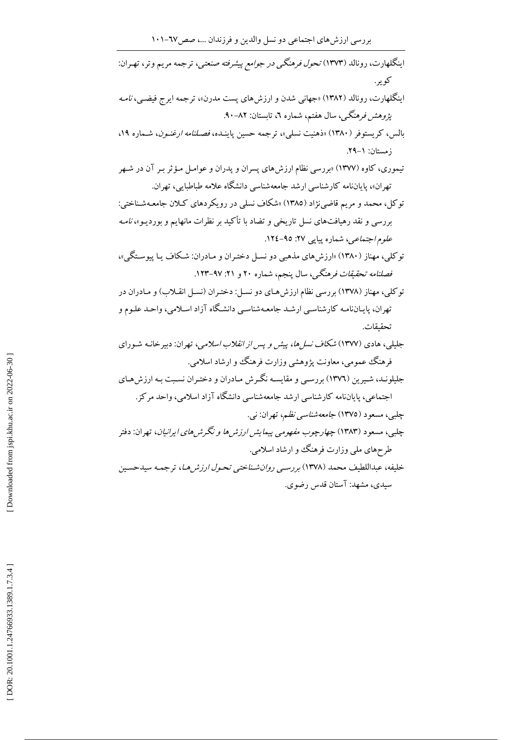اینگلهارت، رونالد (۱۳۷۳) *تحول فرهنگی در جوامع پیشرفته صنعتی*، ترجمه مریم وتر، تهران: کویر.

اینگلهارت، رونالد (۱۳۸۲) «جهانی شدن و ارزش‌های پست مدرن»، ترجمه ایرج فیضی، *نامه پژوهش فرهنگی*، سال هفتم، شماره ٦، تابستان: ۸۲-۹۰.

بالس، کریستوفر (۱۳۸۰) «ذهنیت نسلی»، ترجمه حسین پاینده، *فصلنامه ارغنون*، شماره ۱۹، زمستان: ۱-۲۹.

تیموری، کاوه (۱۳۷۷) «بررسی نظام ارزش‌های پسران و پدران و عوامل مؤثر بر آن در شهر تهران»، پایان‌نامه کارشناسی ارشد جامعه‌شناسی دانشگاه علامه طباطبایی، تهران.

توکل، محمد و مریم قاضی‌نژاد (۱۳۸۵) «شکاف نسلی در رویکردهای کلان جامعه‌شناختی: بررسی و نقد رهیافت‌های نسل تاریخی و تضاد با تأکید بر نظرات مانهایم و بوردیو»، *نامه علوم اجتماعی*، شماره پیاپی ۲۷: ۹۵-۱۲٤.

توکلی، مهناز (۱۳۸۰) «ارزش‌های مذهبی دو نسل دختران و مادران: شکاف یا پیوستگی»، *فصلنامه تحقیقات فرهنگی*، سال پنجم، شماره ۲۰ و ۲۱: ۹۷-۱۲۳.

توکلی، مهناز (۱۳۷۸) بررسی نظام ارزش‌های دو نسل: دختران (نسل انقلاب) و مادران در تهران، پایان‌نامه کارشناسی ارشد جامعه‌شناسی دانشگاه آزاد اسلامی، واحد علوم و تحقیقات.

جلیلی، هادی (۱۳۷۷) *شکاف نسل‌ها، پیش و پس از انقلاب اسلامی*، تهران: دبیرخانه شورای فرهنگ عمومی، معاونت پژوهشی وزارت فرهنگ و ارشاد اسلامی.

جلیلوند، شیرین (۱۳۷٦) بررسی و مقایسه نگرش مادران و دختران نسبت به ارزش‌های اجتماعی، پایان‌نامه کارشناسی ارشد جامعه‌شناسی دانشگاه آزاد اسلامی، واحد مرکز.

چلبی، مسعود (۱۳۷۵) *جامعه‌شناسی نظم*، تهران: نی.

چلبی، مسعود (۱۳۸۳) *چهارچوب مفهومی پیمایش ارزش‌ها و نگرش‌های ایرانیان*، تهران: دفتر طرح‌های ملی وزارت فرهنگ و ارشاد اسلامی.

خلیفه، عبداللطیف محمد (۱۳۷۸) *بررسی روان‌شناختی تحول ارزش‌ها*، ترجمه سیدحسین سیدی، مشهد: آستان قدس رضوی.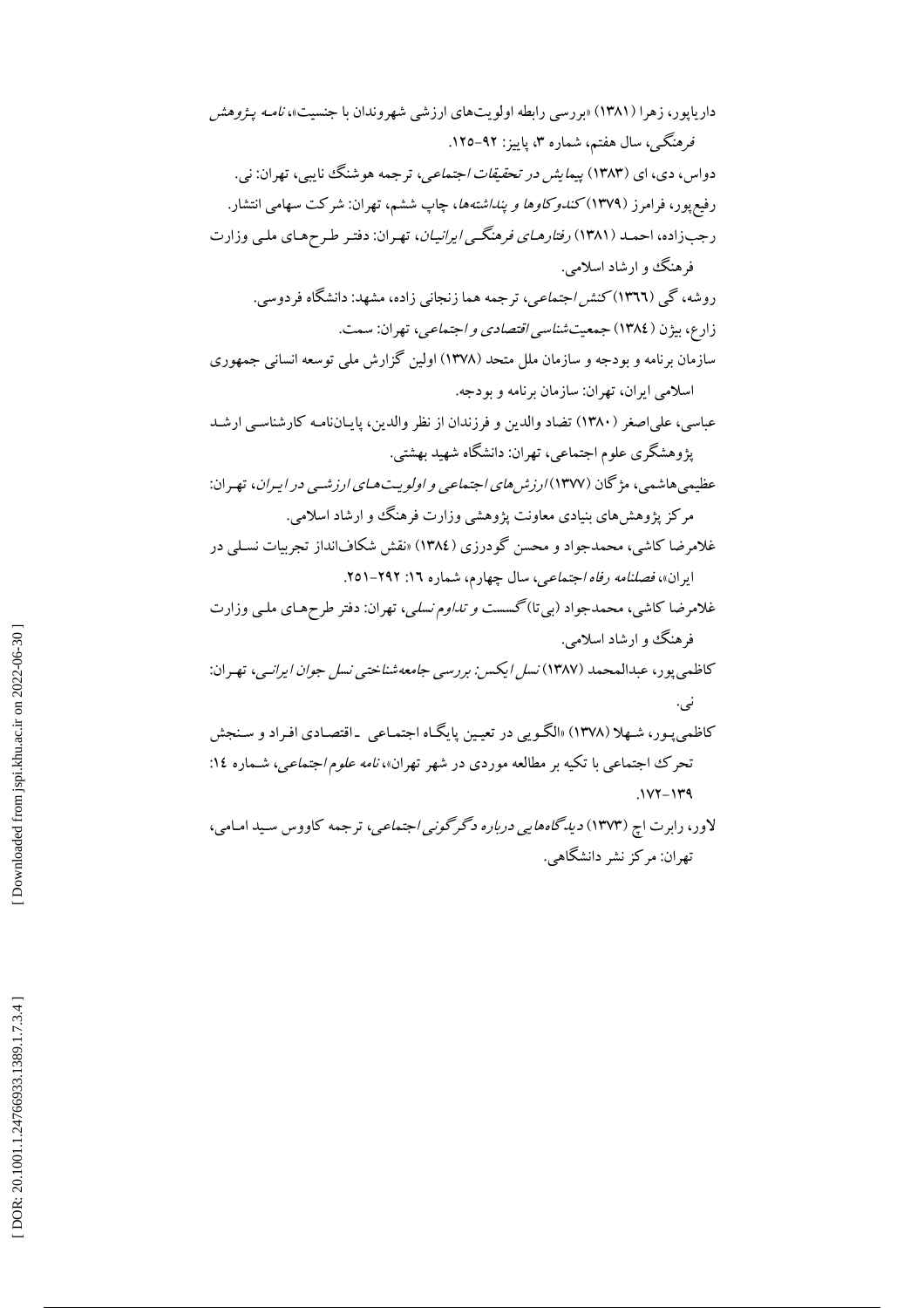داریاپور، زهرا (۱۳۸۱) «بررسی رابطه اولویت‌های ارزشی شهروندان با جنسیت»، *نامه پژوهش فرهنگی*، سال هفتم، شماره ۳، پاییز: ۹۲-۱۲۵.

دواس، دی، ای (۱۳۸۳) *پیمایش در تحقیقات اجتماعی*، ترجمه هوشنگ نایبی، تهران: نی.

رفیع‌پور، فرامرز (۱۳۷۹) *کندوکاوها و پنداشته‌ها*، چاپ ششم، تهران: شرکت سهامی انتشار.

رجب‌زاده، احمد (۱۳۸۱) *رفتارهای فرهنگی ایرانیان*، تهران: دفتر طرح‌های ملی وزارت فرهنگ و ارشاد اسلامی.

روشه، گی (۱۳٦٦) *کنش اجتماعی*، ترجمه هما زنجانی زاده، مشهد: دانشگاه فردوسی.

زارع، بیژن (۱۳۸٤) *جمعیت‌شناسی اقتصادی و اجتماعی*، تهران: سمت.

سازمان برنامه و بودجه و سازمان ملل متحد (۱۳۷۸) اولین گزارش ملی توسعه انسانی جمهوری اسلامی ایران، تهران: سازمان برنامه و بودجه.

عباسی، علی‌اصغر (۱۳۸۰) تضاد والدین و فرزندان از نظر والدین، پایان‌نامه کارشناسی ارشد پژوهشگری علوم اجتماعی، تهران: دانشگاه شهید بهشتی.

عظیمی‌هاشمی، مژگان (۱۳۷۷) *ارزش‌های اجتماعی و اولویت‌های ارزشی در ایران*، تهران: مرکز پژوهش‌های بنیادی معاونت پژوهشی وزارت فرهنگ و ارشاد اسلامی.

غلامرضا کاشی، محمدجواد و محسن گودرزی (۱۳۸٤) «نقش شکاف‌انداز تجربیات نسلی در ایران»، *فصلنامه رفاه اجتماعی*، سال چهارم، شماره ۱٦: ۲۹۲-۲۵۱.

غلامرضا کاشی، محمدجواد (بی‌تا) *گسست و تداوم نسلی*، تهران: دفتر طرح‌های ملی وزارت فرهنگ و ارشاد اسلامی.

کاظمی‌پور، عبدالمحمد (۱۳۸۷) *نسل ایکس: بررسی جامعه‌شناختی نسل جوان ایرانی*، تهران: نی.

کاظمی‌پور، شهلا (۱۳۷۸) «الگویی در تعیین پایگاه اجتماعی ـ اقتصادی افراد و سنجش تحرک اجتماعی با تکیه بر مطالعه موردی در شهر تهران»، *نامه علوم اجتماعی*، شماره ۱٤: ۱۳۹-۱۷۲.

لاور، رابرت اچ (۱۳۷۳) *دیدگاه‌هایی درباره دگرگونی اجتماعی*، ترجمه کاووس سید امامی، تهران: مرکز نشر دانشگاهی.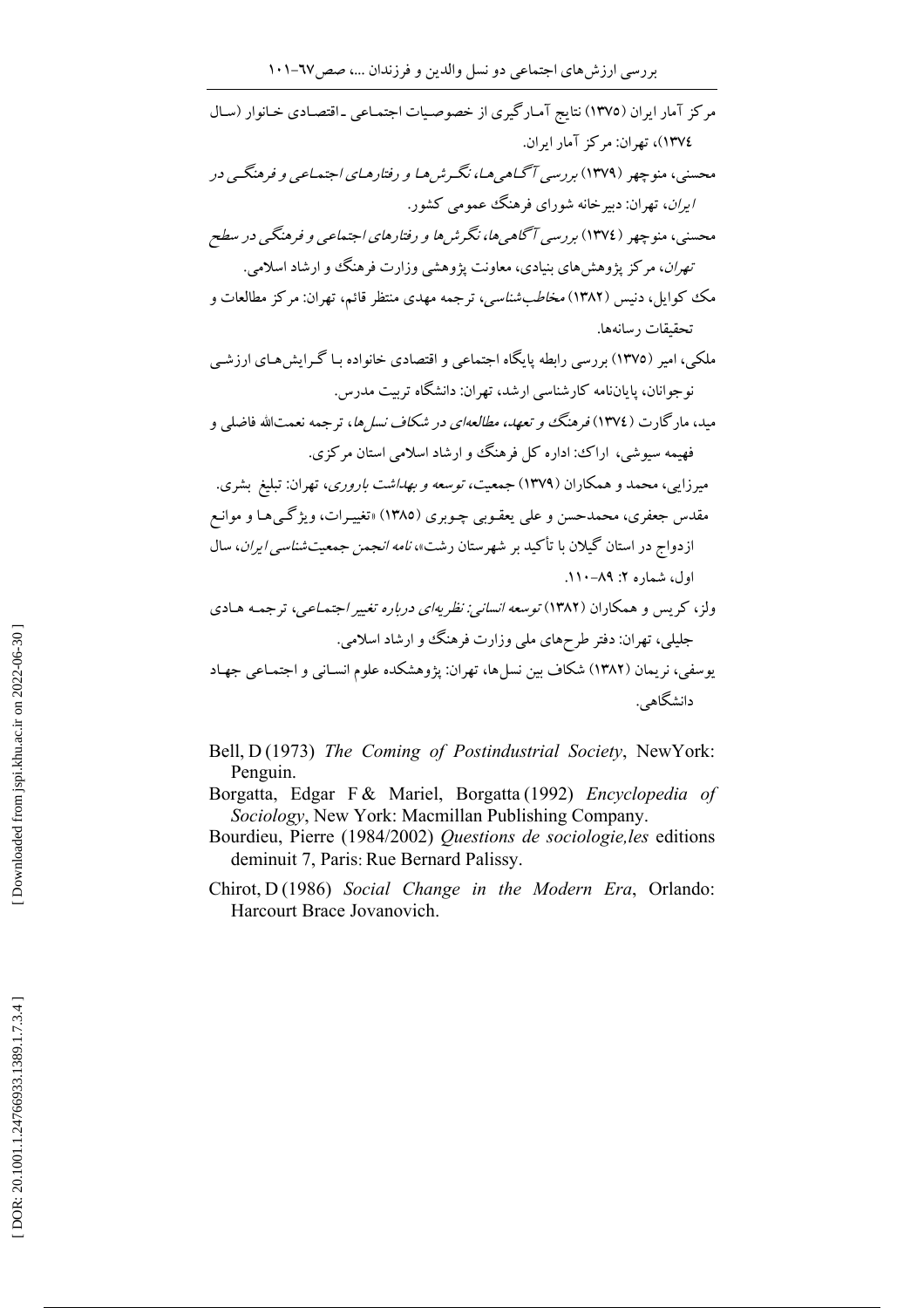مرکز آمار ایران (۱۳۷۵) نتایج آمارگیری از خصوصیات اجتماعی ـ اقتصادی خانوار (سال ۱۳۷٤)، تهران: مرکز آمار ایران.

محسنی، منوچهر (۱۳۷۹) *بررسی آگاهی‌ها، نگرش‌ها و رفتارهای اجتماعی و فرهنگی در ایران*، تهران: دبیرخانه شورای فرهنگ عمومی کشور.

محسنی، منوچهر (۱۳۷٤) *بررسی آگاهی‌ها، نگرش‌ها و رفتارهای اجتماعی و فرهنگی در سطح تهران*، مرکز پژوهش‌های بنیادی، معاونت پژوهشی وزارت فرهنگ و ارشاد اسلامی.

مک کوایل، دنیس (۱۳۸۲) *مخاطب‌شناسی*، ترجمه مهدی منتظر قائم، تهران: مرکز مطالعات و تحقیقات رسانه‌ها.

ملکی، امیر (۱۳۷۵) بررسی رابطه پایگاه اجتماعی و اقتصادی خانواده با گرایش‌های ارزشی نوجوانان، پایان‌نامه کارشناسی ارشد، تهران: دانشگاه تربیت مدرس.

مید، مارگارت (۱۳۷٤) *فرهنگ و تعهد، مطالعه‌ای در شکاف نسل‌ها*، ترجمه نعمت‌الله فاضلی و فهیمه سیوشی، اراک: اداره کل فرهنگ و ارشاد اسلامی استان مرکزی.

میرزایی، محمد و همکاران (۱۳۷۹) جمعیت، *توسعه و بهداشت باروری*، تهران: تبلیغ بشری.

مقدس جعفری، محمدحسن و علی یعقوبی چوبری (۱۳۸۵) «تغییرات، ویژگی‌ها و موانع ازدواج در استان گیلان با تأکید بر شهرستان رشت»، *نامه انجمن جمعیت‌شناسی ایران*، سال اول، شماره ۲: ۸۹-۱۱۰.

ولز، کریس و همکاران (۱۳۸۲) *توسعه انسانی: نظریه‌ای درباره تغییر اجتماعی*، ترجمه هادی جلیلی، تهران: دفتر طرح‌های ملی وزارت فرهنگ و ارشاد اسلامی.

یوسفی، نریمان (۱۳۸۲) شکاف بین نسل‌ها، تهران: پژوهشکده علوم انسانی و اجتماعی جهاد دانشگاهی.

Bell, D (1973) *The Coming of Postindustrial Society*, NewYork: Penguin.

Borgatta, Edgar F & Mariel, Borgatta (1992) *Encyclopedia of Sociology*, New York: Macmillan Publishing Company.

Bourdieu, Pierre (1984/2002) *Questions de sociologie,les* editions deminuit 7, Paris: Rue Bernard Palissy.

Chirot, D (1986) *Social Change in the Modern Era*, Orlando: Harcourt Brace Jovanovich.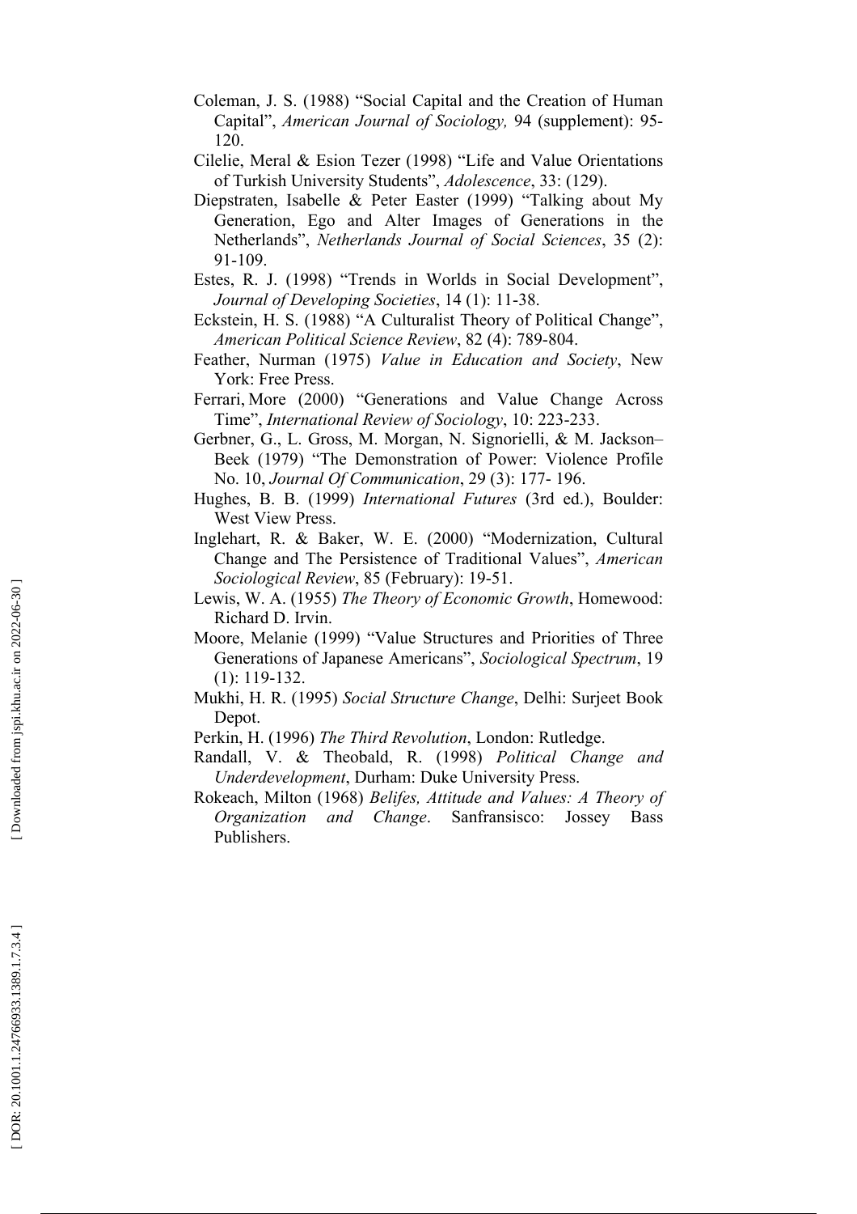Coleman, J. S. (1988) “Social Capital and the Creation of Human Capital”, *American Journal of Sociology,* 94 (supplement): 95-120.

Cilelie, Meral & Esion Tezer (1998) “Life and Value Orientations of Turkish University Students”, *Adolescence*, 33: (129).

Diepstraten, Isabelle & Peter Easter (1999) “Talking about My Generation, Ego and Alter Images of Generations in the Netherlands”, *Netherlands Journal of Social Sciences*, 35 (2): 91-109.

Estes, R. J. (1998) “Trends in Worlds in Social Development”, *Journal of Developing Societies*, 14 (1): 11-38.

Eckstein, H. S. (1988) “A Culturalist Theory of Political Change”, *American Political Science Review*, 82 (4): 789-804.

Feather, Nurman (1975) *Value in Education and Society*, New York: Free Press.

Ferrari, More (2000) “Generations and Value Change Across Time”, *International Review of Sociology*, 10: 223-233.

Gerbner, G., L. Gross, M. Morgan, N. Signorielli, & M. Jackson–Beek (1979) “The Demonstration of Power: Violence Profile No. 10, *Journal Of Communication*, 29 (3): 177- 196.

Hughes, B. B. (1999) *International Futures* (3rd ed.), Boulder: West View Press.

Inglehart, R. & Baker, W. E. (2000) “Modernization, Cultural Change and The Persistence of Traditional Values”, *American Sociological Review*, 85 (February): 19-51.

Lewis, W. A. (1955) *The Theory of Economic Growth*, Homewood: Richard D. Irvin.

Moore, Melanie (1999) “Value Structures and Priorities of Three Generations of Japanese Americans”, *Sociological Spectrum*, 19 (1): 119-132.

Mukhi, H. R. (1995) *Social Structure Change*, Delhi: Surjeet Book Depot.

Perkin, H. (1996) *The Third Revolution*, London: Rutledge.

Randall, V. & Theobald, R. (1998) *Political Change and Underdevelopment*, Durham: Duke University Press.

Rokeach, Milton (1968) *Belifes, Attitude and Values: A Theory of Organization and Change*. Sanfransisco: Jossey Bass Publishers.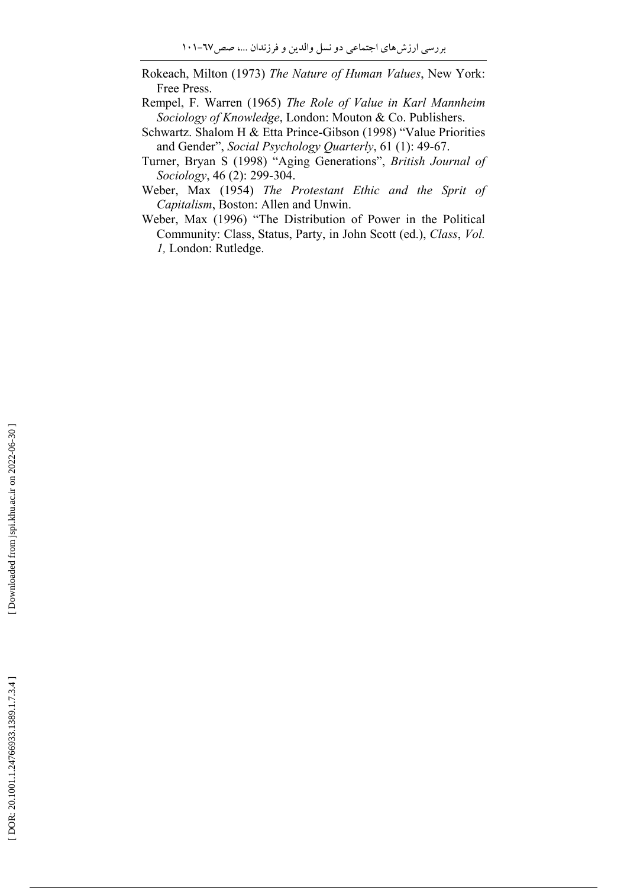Rokeach, Milton (1973) *The Nature of Human Values*, New York: Free Press.

Rempel, F. Warren (1965) *The Role of Value in Karl Mannheim Sociology of Knowledge*, London: Mouton & Co. Publishers.

Schwartz. Shalom H & Etta Prince-Gibson (1998) "Value Priorities and Gender", *Social Psychology Quarterly*, 61 (1): 49-67.

Turner, Bryan S (1998) "Aging Generations", *British Journal of Sociology*, 46 (2): 299-304.

Weber, Max (1954) *The Protestant Ethic and the Sprit of Capitalism*, Boston: Allen and Unwin.

Weber, Max (1996) "The Distribution of Power in the Political Community: Class, Status, Party, in John Scott (ed.), *Class*, *Vol. 1,* London: Rutledge.